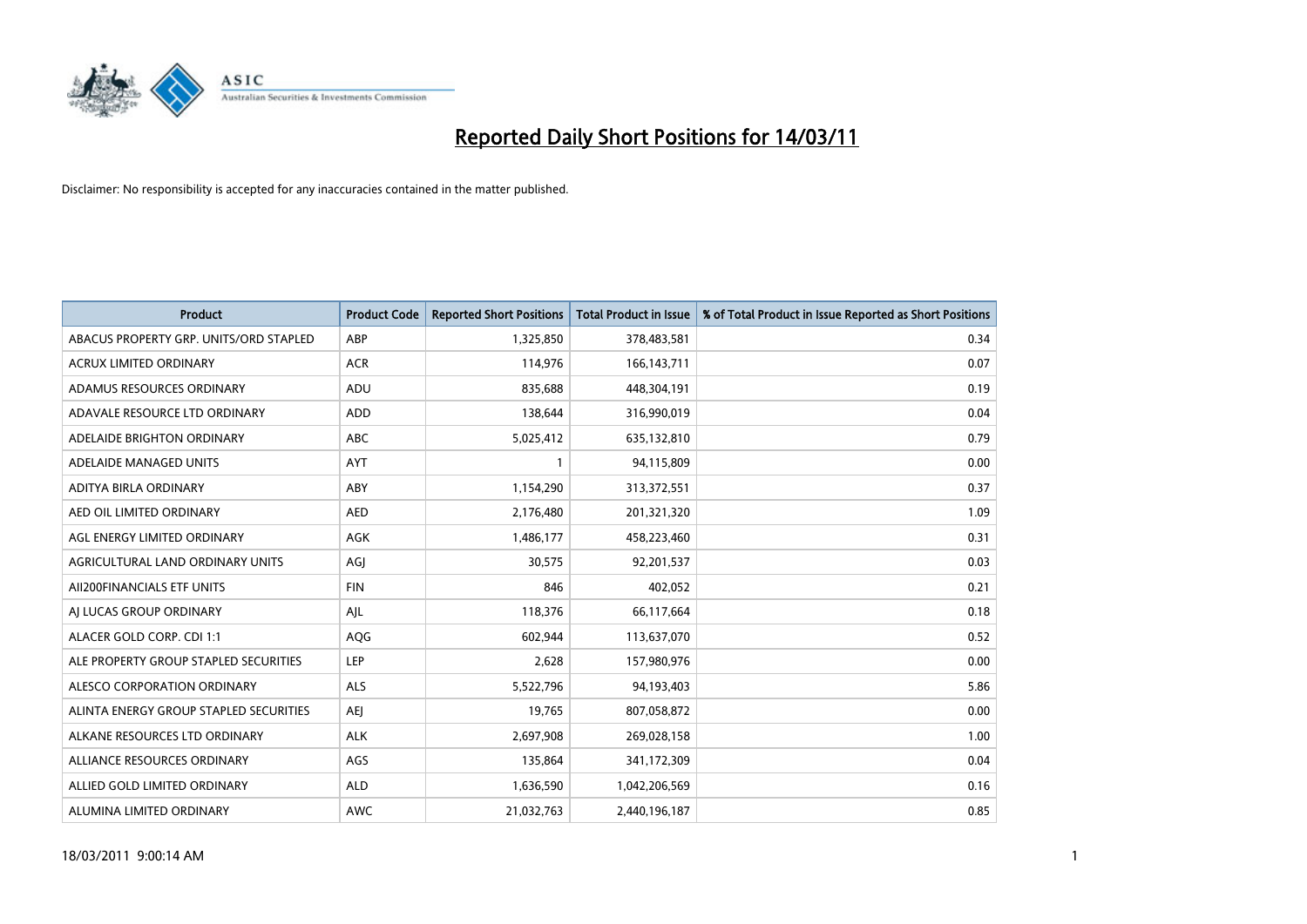# Reported Daily Short Positions for 14/03/11

Disclaimer: No responsibility is accepted for any inaccuracies contained in the matter published.

| Product | Product Code | Reported Short Positions | Total Product in Issue | % of Total Product in Issue Reported as Short Positions |
|---|---|---|---|---|
| ABACUS PROPERTY GRP. UNITS/ORD STAPLED | ABP | 1,325,850 | 378,483,581 | 0.34 |
| ACRUX LIMITED ORDINARY | ACR | 114,976 | 166,143,711 | 0.07 |
| ADAMUS RESOURCES ORDINARY | ADU | 835,688 | 448,304,191 | 0.19 |
| ADAVALE RESOURCE LTD ORDINARY | ADD | 138,644 | 316,990,019 | 0.04 |
| ADELAIDE BRIGHTON ORDINARY | ABC | 5,025,412 | 635,132,810 | 0.79 |
| ADELAIDE MANAGED UNITS | AYT | 1 | 94,115,809 | 0.00 |
| ADITYA BIRLA ORDINARY | ABY | 1,154,290 | 313,372,551 | 0.37 |
| AED OIL LIMITED ORDINARY | AED | 2,176,480 | 201,321,320 | 1.09 |
| AGL ENERGY LIMITED ORDINARY | AGK | 1,486,177 | 458,223,460 | 0.31 |
| AGRICULTURAL LAND ORDINARY UNITS | AGJ | 30,575 | 92,201,537 | 0.03 |
| AII200FINANCIALS ETF UNITS | FIN | 846 | 402,052 | 0.21 |
| AJ LUCAS GROUP ORDINARY | AJL | 118,376 | 66,117,664 | 0.18 |
| ALACER GOLD CORP. CDI 1:1 | AQG | 602,944 | 113,637,070 | 0.52 |
| ALE PROPERTY GROUP STAPLED SECURITIES | LEP | 2,628 | 157,980,976 | 0.00 |
| ALESCO CORPORATION ORDINARY | ALS | 5,522,796 | 94,193,403 | 5.86 |
| ALINTA ENERGY GROUP STAPLED SECURITIES | AEJ | 19,765 | 807,058,872 | 0.00 |
| ALKANE RESOURCES LTD ORDINARY | ALK | 2,697,908 | 269,028,158 | 1.00 |
| ALLIANCE RESOURCES ORDINARY | AGS | 135,864 | 341,172,309 | 0.04 |
| ALLIED GOLD LIMITED ORDINARY | ALD | 1,636,590 | 1,042,206,569 | 0.16 |
| ALUMINA LIMITED ORDINARY | AWC | 21,032,763 | 2,440,196,187 | 0.85 |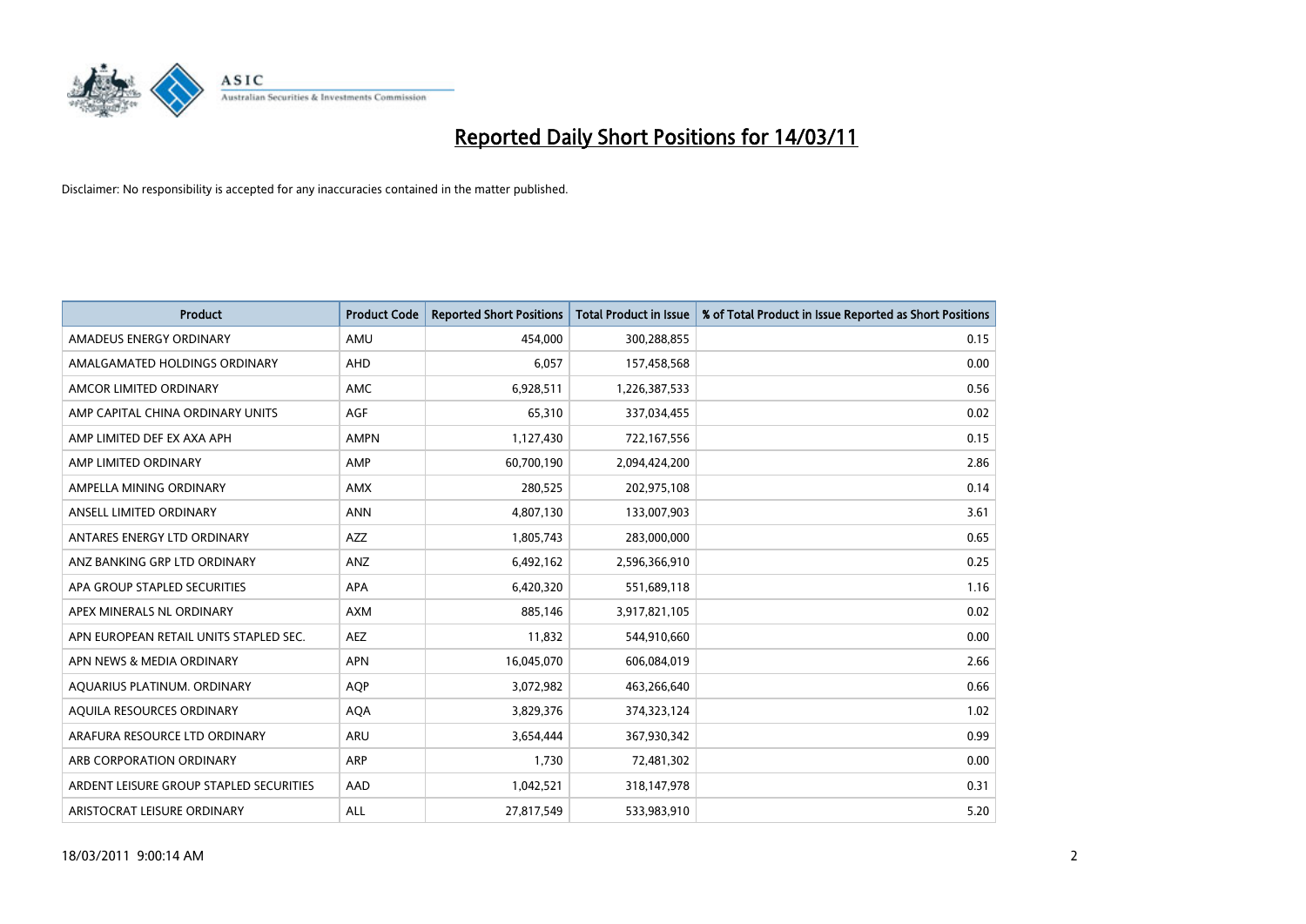# Reported Daily Short Positions for 14/03/11

Disclaimer: No responsibility is accepted for any inaccuracies contained in the matter published.

| Product | Product Code | Reported Short Positions | Total Product in Issue | % of Total Product in Issue Reported as Short Positions |
|---|---|---|---|---|
| AMADEUS ENERGY ORDINARY | AMU | 454,000 | 300,288,855 | 0.15 |
| AMALGAMATED HOLDINGS ORDINARY | AHD | 6,057 | 157,458,568 | 0.00 |
| AMCOR LIMITED ORDINARY | AMC | 6,928,511 | 1,226,387,533 | 0.56 |
| AMP CAPITAL CHINA ORDINARY UNITS | AGF | 65,310 | 337,034,455 | 0.02 |
| AMP LIMITED DEF EX AXA APH | AMPN | 1,127,430 | 722,167,556 | 0.15 |
| AMP LIMITED ORDINARY | AMP | 60,700,190 | 2,094,424,200 | 2.86 |
| AMPELLA MINING ORDINARY | AMX | 280,525 | 202,975,108 | 0.14 |
| ANSELL LIMITED ORDINARY | ANN | 4,807,130 | 133,007,903 | 3.61 |
| ANTARES ENERGY LTD ORDINARY | AZZ | 1,805,743 | 283,000,000 | 0.65 |
| ANZ BANKING GRP LTD ORDINARY | ANZ | 6,492,162 | 2,596,366,910 | 0.25 |
| APA GROUP STAPLED SECURITIES | APA | 6,420,320 | 551,689,118 | 1.16 |
| APEX MINERALS NL ORDINARY | AXM | 885,146 | 3,917,821,105 | 0.02 |
| APN EUROPEAN RETAIL UNITS STAPLED SEC. | AEZ | 11,832 | 544,910,660 | 0.00 |
| APN NEWS & MEDIA ORDINARY | APN | 16,045,070 | 606,084,019 | 2.66 |
| AQUARIUS PLATINUM. ORDINARY | AQP | 3,072,982 | 463,266,640 | 0.66 |
| AQUILA RESOURCES ORDINARY | AQA | 3,829,376 | 374,323,124 | 1.02 |
| ARAFURA RESOURCE LTD ORDINARY | ARU | 3,654,444 | 367,930,342 | 0.99 |
| ARB CORPORATION ORDINARY | ARP | 1,730 | 72,481,302 | 0.00 |
| ARDENT LEISURE GROUP STAPLED SECURITIES | AAD | 1,042,521 | 318,147,978 | 0.31 |
| ARISTOCRAT LEISURE ORDINARY | ALL | 27,817,549 | 533,983,910 | 5.20 |

18/03/2011 9:00:14 AM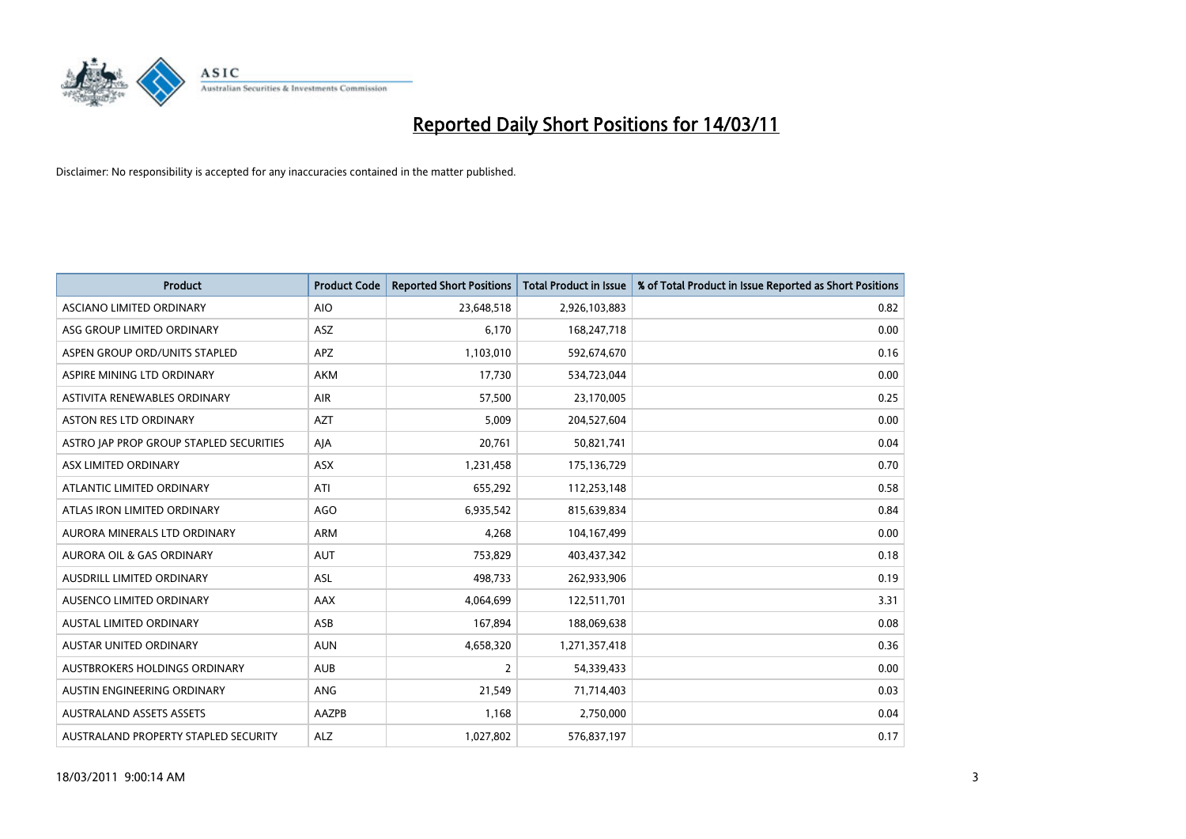# Reported Daily Short Positions for 14/03/11

Disclaimer: No responsibility is accepted for any inaccuracies contained in the matter published.

| Product | Product Code | Reported Short Positions | Total Product in Issue | % of Total Product in Issue Reported as Short Positions |
|---|---|---|---|---|
| ASCIANO LIMITED ORDINARY | AIO | 23,648,518 | 2,926,103,883 | 0.82 |
| ASG GROUP LIMITED ORDINARY | ASZ | 6,170 | 168,247,718 | 0.00 |
| ASPEN GROUP ORD/UNITS STAPLED | APZ | 1,103,010 | 592,674,670 | 0.16 |
| ASPIRE MINING LTD ORDINARY | AKM | 17,730 | 534,723,044 | 0.00 |
| ASTIVITA RENEWABLES ORDINARY | AIR | 57,500 | 23,170,005 | 0.25 |
| ASTON RES LTD ORDINARY | AZT | 5,009 | 204,527,604 | 0.00 |
| ASTRO JAP PROP GROUP STAPLED SECURITIES | AJA | 20,761 | 50,821,741 | 0.04 |
| ASX LIMITED ORDINARY | ASX | 1,231,458 | 175,136,729 | 0.70 |
| ATLANTIC LIMITED ORDINARY | ATI | 655,292 | 112,253,148 | 0.58 |
| ATLAS IRON LIMITED ORDINARY | AGO | 6,935,542 | 815,639,834 | 0.84 |
| AURORA MINERALS LTD ORDINARY | ARM | 4,268 | 104,167,499 | 0.00 |
| AURORA OIL & GAS ORDINARY | AUT | 753,829 | 403,437,342 | 0.18 |
| AUSDRILL LIMITED ORDINARY | ASL | 498,733 | 262,933,906 | 0.19 |
| AUSENCO LIMITED ORDINARY | AAX | 4,064,699 | 122,511,701 | 3.31 |
| AUSTAL LIMITED ORDINARY | ASB | 167,894 | 188,069,638 | 0.08 |
| AUSTAR UNITED ORDINARY | AUN | 4,658,320 | 1,271,357,418 | 0.36 |
| AUSTBROKERS HOLDINGS ORDINARY | AUB | 2 | 54,339,433 | 0.00 |
| AUSTIN ENGINEERING ORDINARY | ANG | 21,549 | 71,714,403 | 0.03 |
| AUSTRALAND ASSETS ASSETS | AAZPB | 1,168 | 2,750,000 | 0.04 |
| AUSTRALAND PROPERTY STAPLED SECURITY | ALZ | 1,027,802 | 576,837,197 | 0.17 |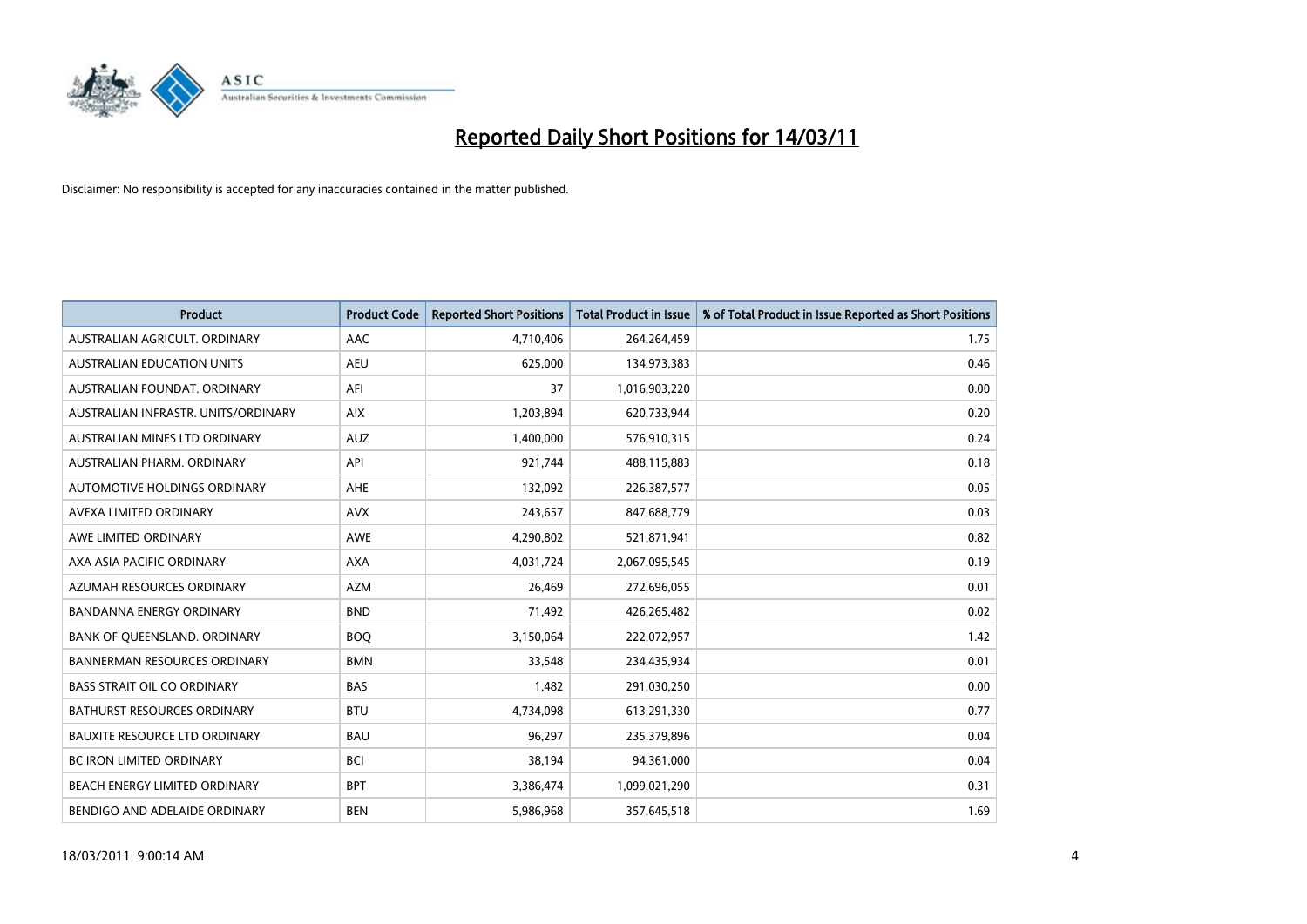# Reported Daily Short Positions for 14/03/11

Disclaimer: No responsibility is accepted for any inaccuracies contained in the matter published.

| Product | Product Code | Reported Short Positions | Total Product in Issue | % of Total Product in Issue Reported as Short Positions |
|---|---|---|---|---|
| AUSTRALIAN AGRICULT. ORDINARY | AAC | 4,710,406 | 264,264,459 | 1.75 |
| AUSTRALIAN EDUCATION UNITS | AEU | 625,000 | 134,973,383 | 0.46 |
| AUSTRALIAN FOUNDAT. ORDINARY | AFI | 37 | 1,016,903,220 | 0.00 |
| AUSTRALIAN INFRASTR. UNITS/ORDINARY | AIX | 1,203,894 | 620,733,944 | 0.20 |
| AUSTRALIAN MINES LTD ORDINARY | AUZ | 1,400,000 | 576,910,315 | 0.24 |
| AUSTRALIAN PHARM. ORDINARY | API | 921,744 | 488,115,883 | 0.18 |
| AUTOMOTIVE HOLDINGS ORDINARY | AHE | 132,092 | 226,387,577 | 0.05 |
| AVEXA LIMITED ORDINARY | AVX | 243,657 | 847,688,779 | 0.03 |
| AWE LIMITED ORDINARY | AWE | 4,290,802 | 521,871,941 | 0.82 |
| AXA ASIA PACIFIC ORDINARY | AXA | 4,031,724 | 2,067,095,545 | 0.19 |
| AZUMAH RESOURCES ORDINARY | AZM | 26,469 | 272,696,055 | 0.01 |
| BANDANNA ENERGY ORDINARY | BND | 71,492 | 426,265,482 | 0.02 |
| BANK OF QUEENSLAND. ORDINARY | BOQ | 3,150,064 | 222,072,957 | 1.42 |
| BANNERMAN RESOURCES ORDINARY | BMN | 33,548 | 234,435,934 | 0.01 |
| BASS STRAIT OIL CO ORDINARY | BAS | 1,482 | 291,030,250 | 0.00 |
| BATHURST RESOURCES ORDINARY | BTU | 4,734,098 | 613,291,330 | 0.77 |
| BAUXITE RESOURCE LTD ORDINARY | BAU | 96,297 | 235,379,896 | 0.04 |
| BC IRON LIMITED ORDINARY | BCI | 38,194 | 94,361,000 | 0.04 |
| BEACH ENERGY LIMITED ORDINARY | BPT | 3,386,474 | 1,099,021,290 | 0.31 |
| BENDIGO AND ADELAIDE ORDINARY | BEN | 5,986,968 | 357,645,518 | 1.69 |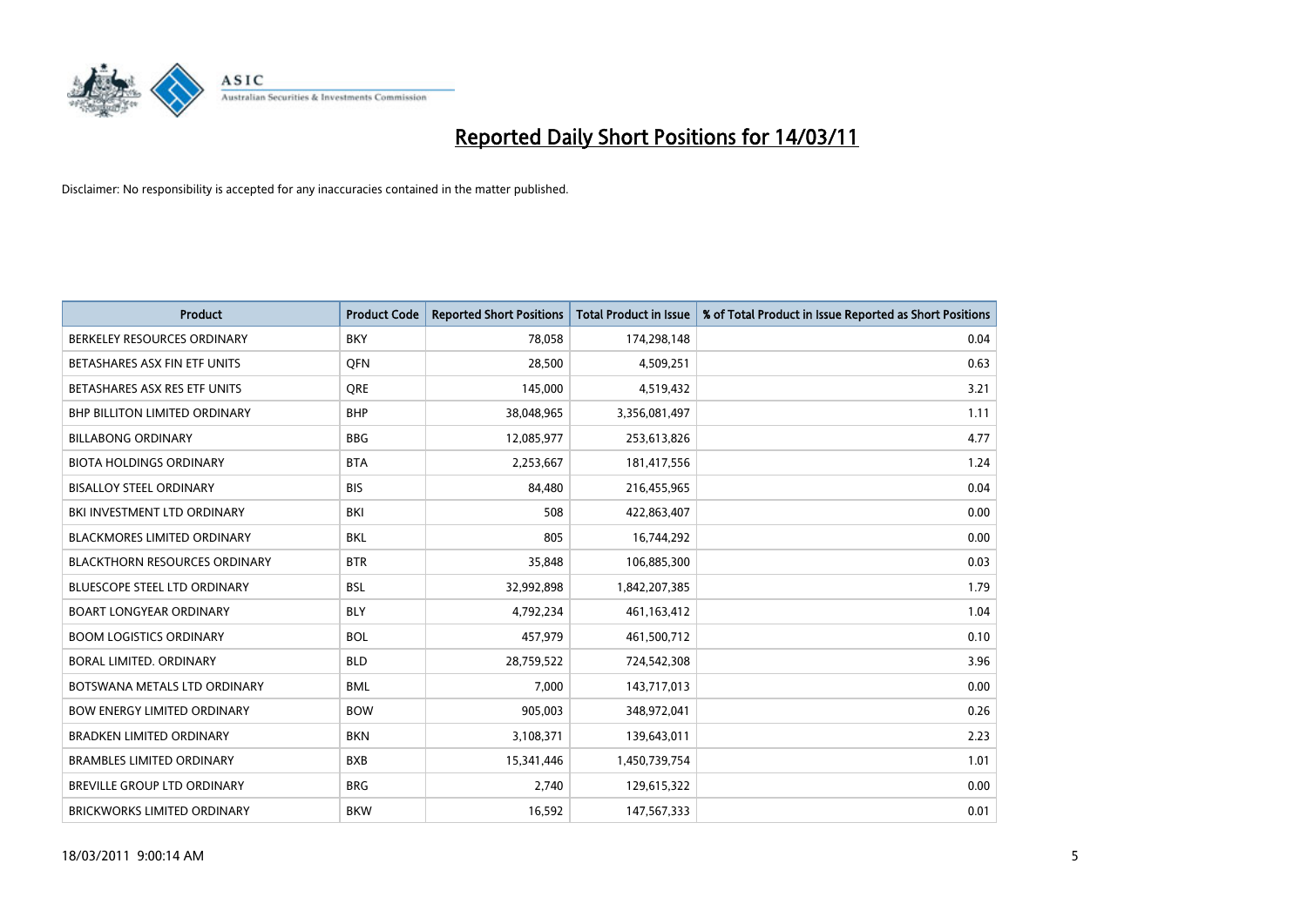# Reported Daily Short Positions for 14/03/11

Disclaimer: No responsibility is accepted for any inaccuracies contained in the matter published.

| Product | Product Code | Reported Short Positions | Total Product in Issue | % of Total Product in Issue Reported as Short Positions |
|---|---|---|---|---|
| BERKELEY RESOURCES ORDINARY | BKY | 78,058 | 174,298,148 | 0.04 |
| BETASHARES ASX FIN ETF UNITS | QFN | 28,500 | 4,509,251 | 0.63 |
| BETASHARES ASX RES ETF UNITS | QRE | 145,000 | 4,519,432 | 3.21 |
| BHP BILLITON LIMITED ORDINARY | BHP | 38,048,965 | 3,356,081,497 | 1.11 |
| BILLABONG ORDINARY | BBG | 12,085,977 | 253,613,826 | 4.77 |
| BIOTA HOLDINGS ORDINARY | BTA | 2,253,667 | 181,417,556 | 1.24 |
| BISALLOY STEEL ORDINARY | BIS | 84,480 | 216,455,965 | 0.04 |
| BKI INVESTMENT LTD ORDINARY | BKI | 508 | 422,863,407 | 0.00 |
| BLACKMORES LIMITED ORDINARY | BKL | 805 | 16,744,292 | 0.00 |
| BLACKTHORN RESOURCES ORDINARY | BTR | 35,848 | 106,885,300 | 0.03 |
| BLUESCOPE STEEL LTD ORDINARY | BSL | 32,992,898 | 1,842,207,385 | 1.79 |
| BOART LONGYEAR ORDINARY | BLY | 4,792,234 | 461,163,412 | 1.04 |
| BOOM LOGISTICS ORDINARY | BOL | 457,979 | 461,500,712 | 0.10 |
| BORAL LIMITED. ORDINARY | BLD | 28,759,522 | 724,542,308 | 3.96 |
| BOTSWANA METALS LTD ORDINARY | BML | 7,000 | 143,717,013 | 0.00 |
| BOW ENERGY LIMITED ORDINARY | BOW | 905,003 | 348,972,041 | 0.26 |
| BRADKEN LIMITED ORDINARY | BKN | 3,108,371 | 139,643,011 | 2.23 |
| BRAMBLES LIMITED ORDINARY | BXB | 15,341,446 | 1,450,739,754 | 1.01 |
| BREVILLE GROUP LTD ORDINARY | BRG | 2,740 | 129,615,322 | 0.00 |
| BRICKWORKS LIMITED ORDINARY | BKW | 16,592 | 147,567,333 | 0.01 |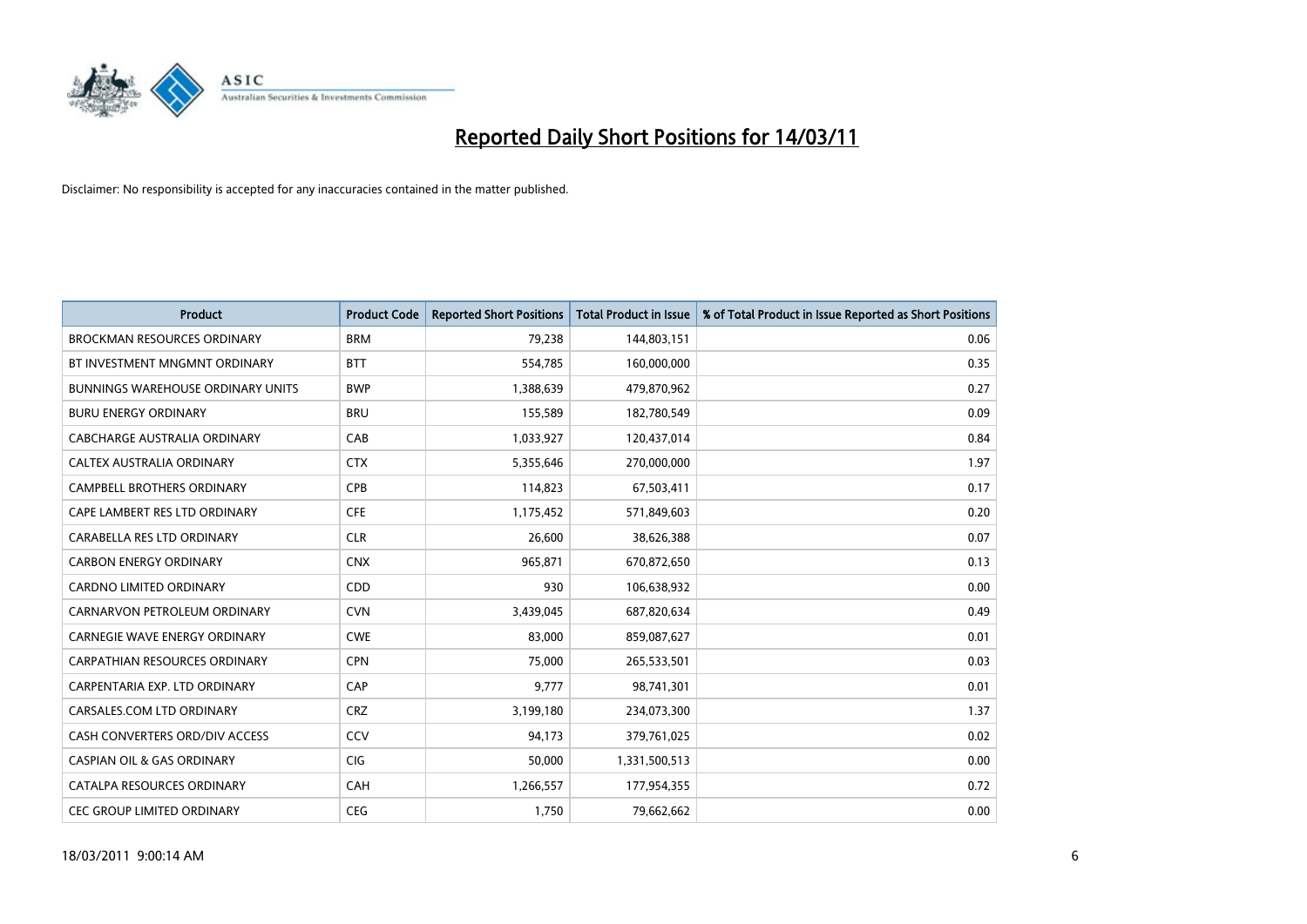# Reported Daily Short Positions for 14/03/11

Disclaimer: No responsibility is accepted for any inaccuracies contained in the matter published.

| Product | Product Code | Reported Short Positions | Total Product in Issue | % of Total Product in Issue Reported as Short Positions |
| --- | --- | --- | --- | --- |
| BROCKMAN RESOURCES ORDINARY | BRM | 79,238 | 144,803,151 | 0.06 |
| BT INVESTMENT MNGMNT ORDINARY | BTT | 554,785 | 160,000,000 | 0.35 |
| BUNNINGS WAREHOUSE ORDINARY UNITS | BWP | 1,388,639 | 479,870,962 | 0.27 |
| BURU ENERGY ORDINARY | BRU | 155,589 | 182,780,549 | 0.09 |
| CABCHARGE AUSTRALIA ORDINARY | CAB | 1,033,927 | 120,437,014 | 0.84 |
| CALTEX AUSTRALIA ORDINARY | CTX | 5,355,646 | 270,000,000 | 1.97 |
| CAMPBELL BROTHERS ORDINARY | CPB | 114,823 | 67,503,411 | 0.17 |
| CAPE LAMBERT RES LTD ORDINARY | CFE | 1,175,452 | 571,849,603 | 0.20 |
| CARABELLA RES LTD ORDINARY | CLR | 26,600 | 38,626,388 | 0.07 |
| CARBON ENERGY ORDINARY | CNX | 965,871 | 670,872,650 | 0.13 |
| CARDNO LIMITED ORDINARY | CDD | 930 | 106,638,932 | 0.00 |
| CARNARVON PETROLEUM ORDINARY | CVN | 3,439,045 | 687,820,634 | 0.49 |
| CARNEGIE WAVE ENERGY ORDINARY | CWE | 83,000 | 859,087,627 | 0.01 |
| CARPATHIAN RESOURCES ORDINARY | CPN | 75,000 | 265,533,501 | 0.03 |
| CARPENTARIA EXP. LTD ORDINARY | CAP | 9,777 | 98,741,301 | 0.01 |
| CARSALES.COM LTD ORDINARY | CRZ | 3,199,180 | 234,073,300 | 1.37 |
| CASH CONVERTERS ORD/DIV ACCESS | CCV | 94,173 | 379,761,025 | 0.02 |
| CASPIAN OIL & GAS ORDINARY | CIG | 50,000 | 1,331,500,513 | 0.00 |
| CATALPA RESOURCES ORDINARY | CAH | 1,266,557 | 177,954,355 | 0.72 |
| CEC GROUP LIMITED ORDINARY | CEG | 1,750 | 79,662,662 | 0.00 |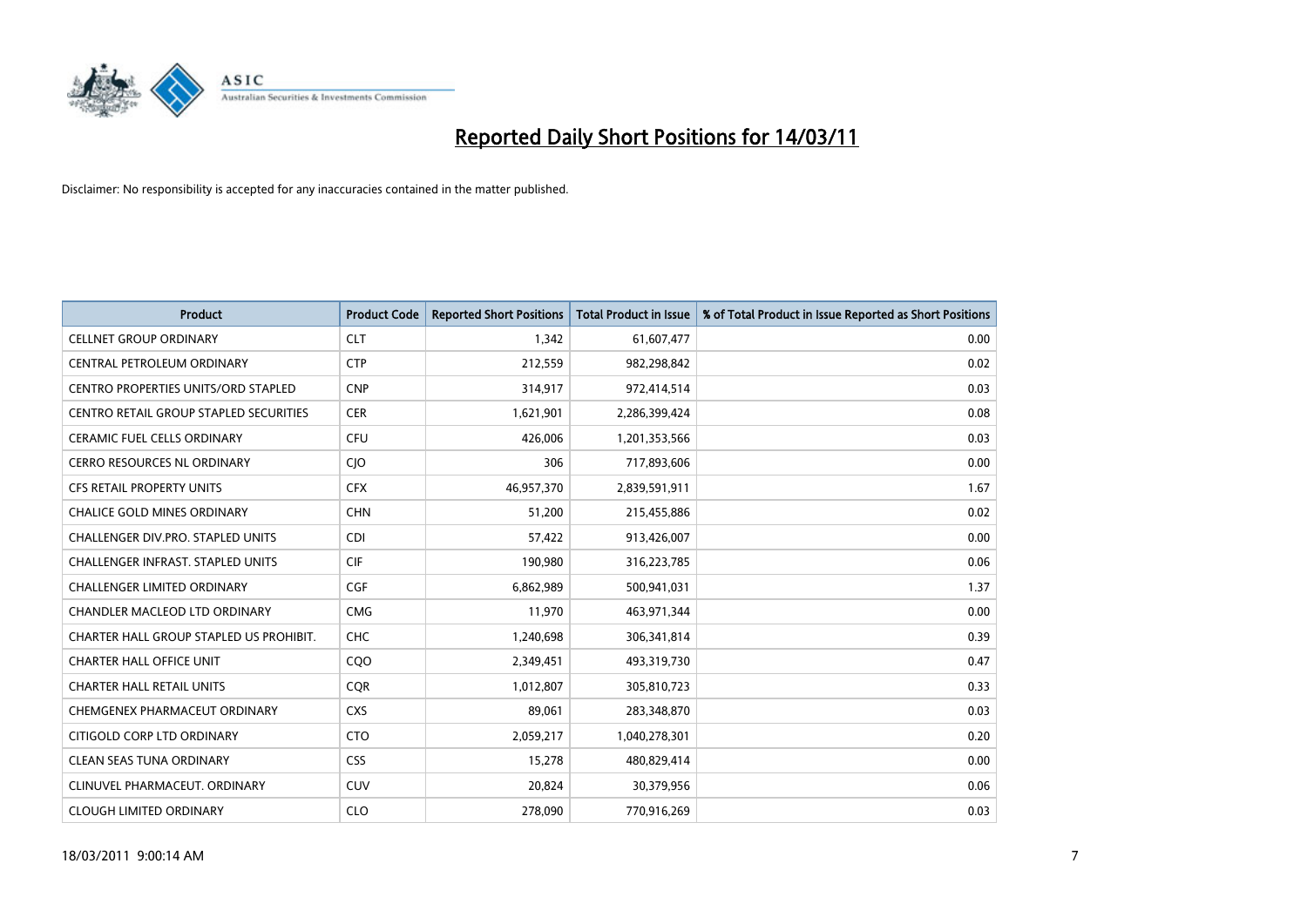# Reported Daily Short Positions for 14/03/11

Disclaimer: No responsibility is accepted for any inaccuracies contained in the matter published.

| Product | Product Code | Reported Short Positions | Total Product in Issue | % of Total Product in Issue Reported as Short Positions |
|---|---|---|---|---|
| CELLNET GROUP ORDINARY | CLT | 1,342 | 61,607,477 | 0.00 |
| CENTRAL PETROLEUM ORDINARY | CTP | 212,559 | 982,298,842 | 0.02 |
| CENTRO PROPERTIES UNITS/ORD STAPLED | CNP | 314,917 | 972,414,514 | 0.03 |
| CENTRO RETAIL GROUP STAPLED SECURITIES | CER | 1,621,901 | 2,286,399,424 | 0.08 |
| CERAMIC FUEL CELLS ORDINARY | CFU | 426,006 | 1,201,353,566 | 0.03 |
| CERRO RESOURCES NL ORDINARY | CJO | 306 | 717,893,606 | 0.00 |
| CFS RETAIL PROPERTY UNITS | CFX | 46,957,370 | 2,839,591,911 | 1.67 |
| CHALICE GOLD MINES ORDINARY | CHN | 51,200 | 215,455,886 | 0.02 |
| CHALLENGER DIV.PRO. STAPLED UNITS | CDI | 57,422 | 913,426,007 | 0.00 |
| CHALLENGER INFRAST. STAPLED UNITS | CIF | 190,980 | 316,223,785 | 0.06 |
| CHALLENGER LIMITED ORDINARY | CGF | 6,862,989 | 500,941,031 | 1.37 |
| CHANDLER MACLEOD LTD ORDINARY | CMG | 11,970 | 463,971,344 | 0.00 |
| CHARTER HALL GROUP STAPLED US PROHIBIT. | CHC | 1,240,698 | 306,341,814 | 0.39 |
| CHARTER HALL OFFICE UNIT | CQO | 2,349,451 | 493,319,730 | 0.47 |
| CHARTER HALL RETAIL UNITS | CQR | 1,012,807 | 305,810,723 | 0.33 |
| CHEMGENEX PHARMACEUT ORDINARY | CXS | 89,061 | 283,348,870 | 0.03 |
| CITIGOLD CORP LTD ORDINARY | CTO | 2,059,217 | 1,040,278,301 | 0.20 |
| CLEAN SEAS TUNA ORDINARY | CSS | 15,278 | 480,829,414 | 0.00 |
| CLINUVEL PHARMACEUT. ORDINARY | CUV | 20,824 | 30,379,956 | 0.06 |
| CLOUGH LIMITED ORDINARY | CLO | 278,090 | 770,916,269 | 0.03 |

18/03/2011 9:00:14 AM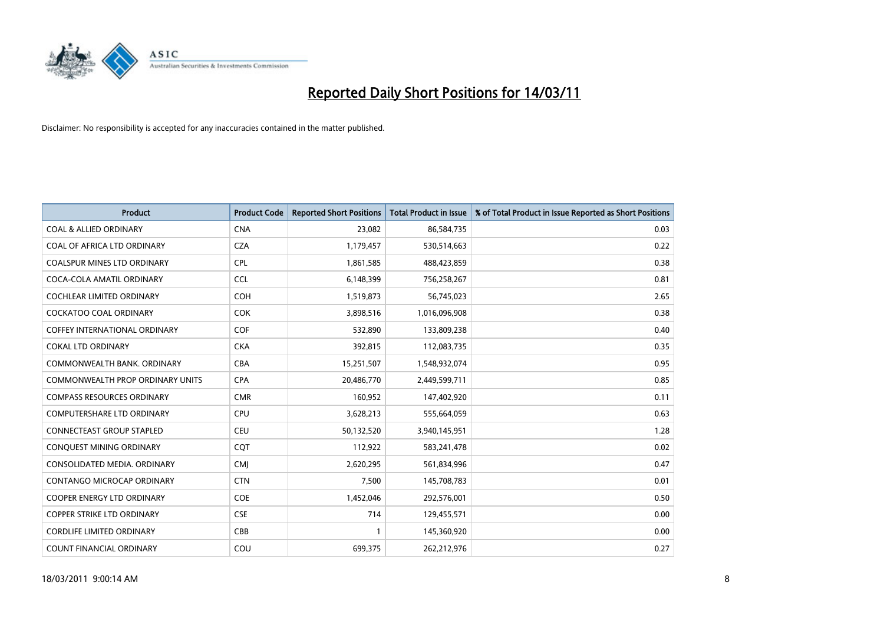# Reported Daily Short Positions for 14/03/11

Disclaimer: No responsibility is accepted for any inaccuracies contained in the matter published.

| Product | Product Code | Reported Short Positions | Total Product in Issue | % of Total Product in Issue Reported as Short Positions |
|---|---|---|---|---|
| COAL & ALLIED ORDINARY | CNA | 23,082 | 86,584,735 | 0.03 |
| COAL OF AFRICA LTD ORDINARY | CZA | 1,179,457 | 530,514,663 | 0.22 |
| COALSPUR MINES LTD ORDINARY | CPL | 1,861,585 | 488,423,859 | 0.38 |
| COCA-COLA AMATIL ORDINARY | CCL | 6,148,399 | 756,258,267 | 0.81 |
| COCHLEAR LIMITED ORDINARY | COH | 1,519,873 | 56,745,023 | 2.65 |
| COCKATOO COAL ORDINARY | COK | 3,898,516 | 1,016,096,908 | 0.38 |
| COFFEY INTERNATIONAL ORDINARY | COF | 532,890 | 133,809,238 | 0.40 |
| COKAL LTD ORDINARY | CKA | 392,815 | 112,083,735 | 0.35 |
| COMMONWEALTH BANK. ORDINARY | CBA | 15,251,507 | 1,548,932,074 | 0.95 |
| COMMONWEALTH PROP ORDINARY UNITS | CPA | 20,486,770 | 2,449,599,711 | 0.85 |
| COMPASS RESOURCES ORDINARY | CMR | 160,952 | 147,402,920 | 0.11 |
| COMPUTERSHARE LTD ORDINARY | CPU | 3,628,213 | 555,664,059 | 0.63 |
| CONNECTEAST GROUP STAPLED | CEU | 50,132,520 | 3,940,145,951 | 1.28 |
| CONQUEST MINING ORDINARY | CQT | 112,922 | 583,241,478 | 0.02 |
| CONSOLIDATED MEDIA. ORDINARY | CMJ | 2,620,295 | 561,834,996 | 0.47 |
| CONTANGO MICROCAP ORDINARY | CTN | 7,500 | 145,708,783 | 0.01 |
| COOPER ENERGY LTD ORDINARY | COE | 1,452,046 | 292,576,001 | 0.50 |
| COPPER STRIKE LTD ORDINARY | CSE | 714 | 129,455,571 | 0.00 |
| CORDLIFE LIMITED ORDINARY | CBB | 1 | 145,360,920 | 0.00 |
| COUNT FINANCIAL ORDINARY | COU | 699,375 | 262,212,976 | 0.27 |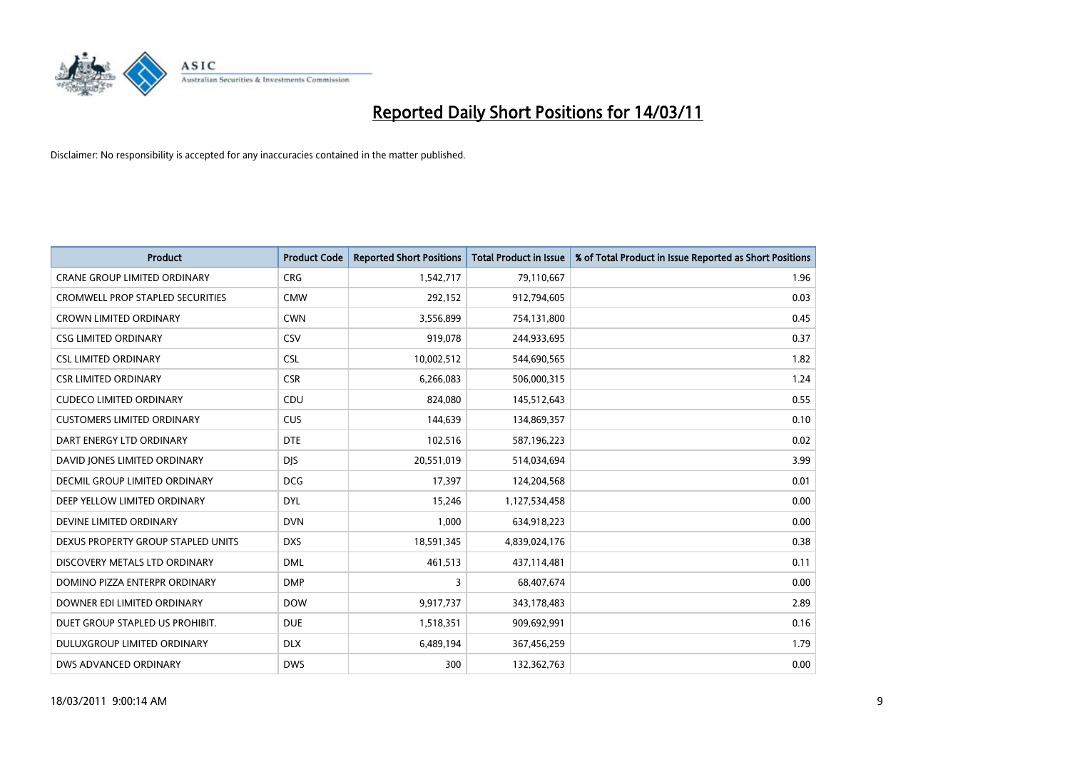# Reported Daily Short Positions for 14/03/11

Disclaimer: No responsibility is accepted for any inaccuracies contained in the matter published.

| Product | Product Code | Reported Short Positions | Total Product in Issue | % of Total Product in Issue Reported as Short Positions |
| --- | --- | --- | --- | --- |
| CRANE GROUP LIMITED ORDINARY | CRG | 1,542,717 | 79,110,667 | 1.96 |
| CROMWELL PROP STAPLED SECURITIES | CMW | 292,152 | 912,794,605 | 0.03 |
| CROWN LIMITED ORDINARY | CWN | 3,556,899 | 754,131,800 | 0.45 |
| CSG LIMITED ORDINARY | CSV | 919,078 | 244,933,695 | 0.37 |
| CSL LIMITED ORDINARY | CSL | 10,002,512 | 544,690,565 | 1.82 |
| CSR LIMITED ORDINARY | CSR | 6,266,083 | 506,000,315 | 1.24 |
| CUDECO LIMITED ORDINARY | CDU | 824,080 | 145,512,643 | 0.55 |
| CUSTOMERS LIMITED ORDINARY | CUS | 144,639 | 134,869,357 | 0.10 |
| DART ENERGY LTD ORDINARY | DTE | 102,516 | 587,196,223 | 0.02 |
| DAVID JONES LIMITED ORDINARY | DJS | 20,551,019 | 514,034,694 | 3.99 |
| DECMIL GROUP LIMITED ORDINARY | DCG | 17,397 | 124,204,568 | 0.01 |
| DEEP YELLOW LIMITED ORDINARY | DYL | 15,246 | 1,127,534,458 | 0.00 |
| DEVINE LIMITED ORDINARY | DVN | 1,000 | 634,918,223 | 0.00 |
| DEXUS PROPERTY GROUP STAPLED UNITS | DXS | 18,591,345 | 4,839,024,176 | 0.38 |
| DISCOVERY METALS LTD ORDINARY | DML | 461,513 | 437,114,481 | 0.11 |
| DOMINO PIZZA ENTERPR ORDINARY | DMP | 3 | 68,407,674 | 0.00 |
| DOWNER EDI LIMITED ORDINARY | DOW | 9,917,737 | 343,178,483 | 2.89 |
| DUET GROUP STAPLED US PROHIBIT. | DUE | 1,518,351 | 909,692,991 | 0.16 |
| DULUXGROUP LIMITED ORDINARY | DLX | 6,489,194 | 367,456,259 | 1.79 |
| DWS ADVANCED ORDINARY | DWS | 300 | 132,362,763 | 0.00 |

18/03/2011 9:00:14 AM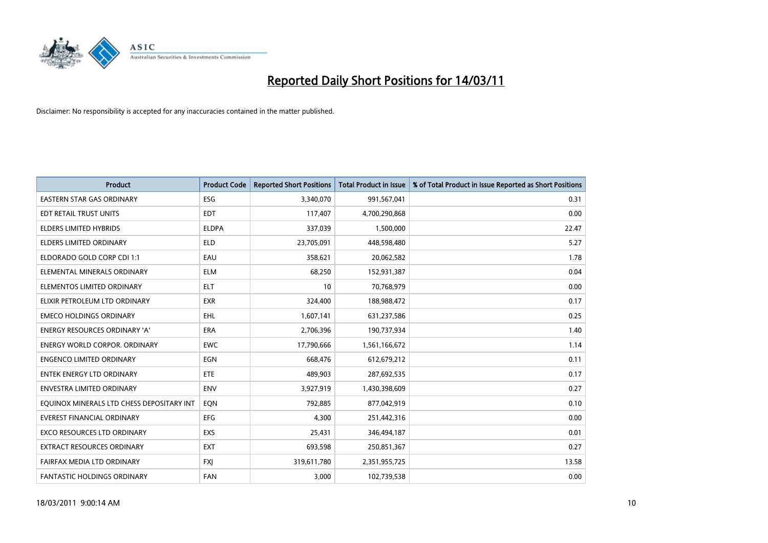# Reported Daily Short Positions for 14/03/11

Disclaimer: No responsibility is accepted for any inaccuracies contained in the matter published.

| Product | Product Code | Reported Short Positions | Total Product in Issue | % of Total Product in Issue Reported as Short Positions |
|---|---|---|---|---|
| EASTERN STAR GAS ORDINARY | ESG | 3,340,070 | 991,567,041 | 0.31 |
| EDT RETAIL TRUST UNITS | EDT | 117,407 | 4,700,290,868 | 0.00 |
| ELDERS LIMITED HYBRIDS | ELDPA | 337,039 | 1,500,000 | 22.47 |
| ELDERS LIMITED ORDINARY | ELD | 23,705,091 | 448,598,480 | 5.27 |
| ELDORADO GOLD CORP CDI 1:1 | EAU | 358,621 | 20,062,582 | 1.78 |
| ELEMENTAL MINERALS ORDINARY | ELM | 68,250 | 152,931,387 | 0.04 |
| ELEMENTOS LIMITED ORDINARY | ELT | 10 | 70,768,979 | 0.00 |
| ELIXIR PETROLEUM LTD ORDINARY | EXR | 324,400 | 188,988,472 | 0.17 |
| EMECO HOLDINGS ORDINARY | EHL | 1,607,141 | 631,237,586 | 0.25 |
| ENERGY RESOURCES ORDINARY 'A' | ERA | 2,706,396 | 190,737,934 | 1.40 |
| ENERGY WORLD CORPOR. ORDINARY | EWC | 17,790,666 | 1,561,166,672 | 1.14 |
| ENGENCO LIMITED ORDINARY | EGN | 668,476 | 612,679,212 | 0.11 |
| ENTEK ENERGY LTD ORDINARY | ETE | 489,903 | 287,692,535 | 0.17 |
| ENVESTRA LIMITED ORDINARY | ENV | 3,927,919 | 1,430,398,609 | 0.27 |
| EQUINOX MINERALS LTD CHESS DEPOSITARY INT | EQN | 792,885 | 877,042,919 | 0.10 |
| EVEREST FINANCIAL ORDINARY | EFG | 4,300 | 251,442,316 | 0.00 |
| EXCO RESOURCES LTD ORDINARY | EXS | 25,431 | 346,494,187 | 0.01 |
| EXTRACT RESOURCES ORDINARY | EXT | 693,598 | 250,851,367 | 0.27 |
| FAIRFAX MEDIA LTD ORDINARY | FXJ | 319,611,780 | 2,351,955,725 | 13.58 |
| FANTASTIC HOLDINGS ORDINARY | FAN | 3,000 | 102,739,538 | 0.00 |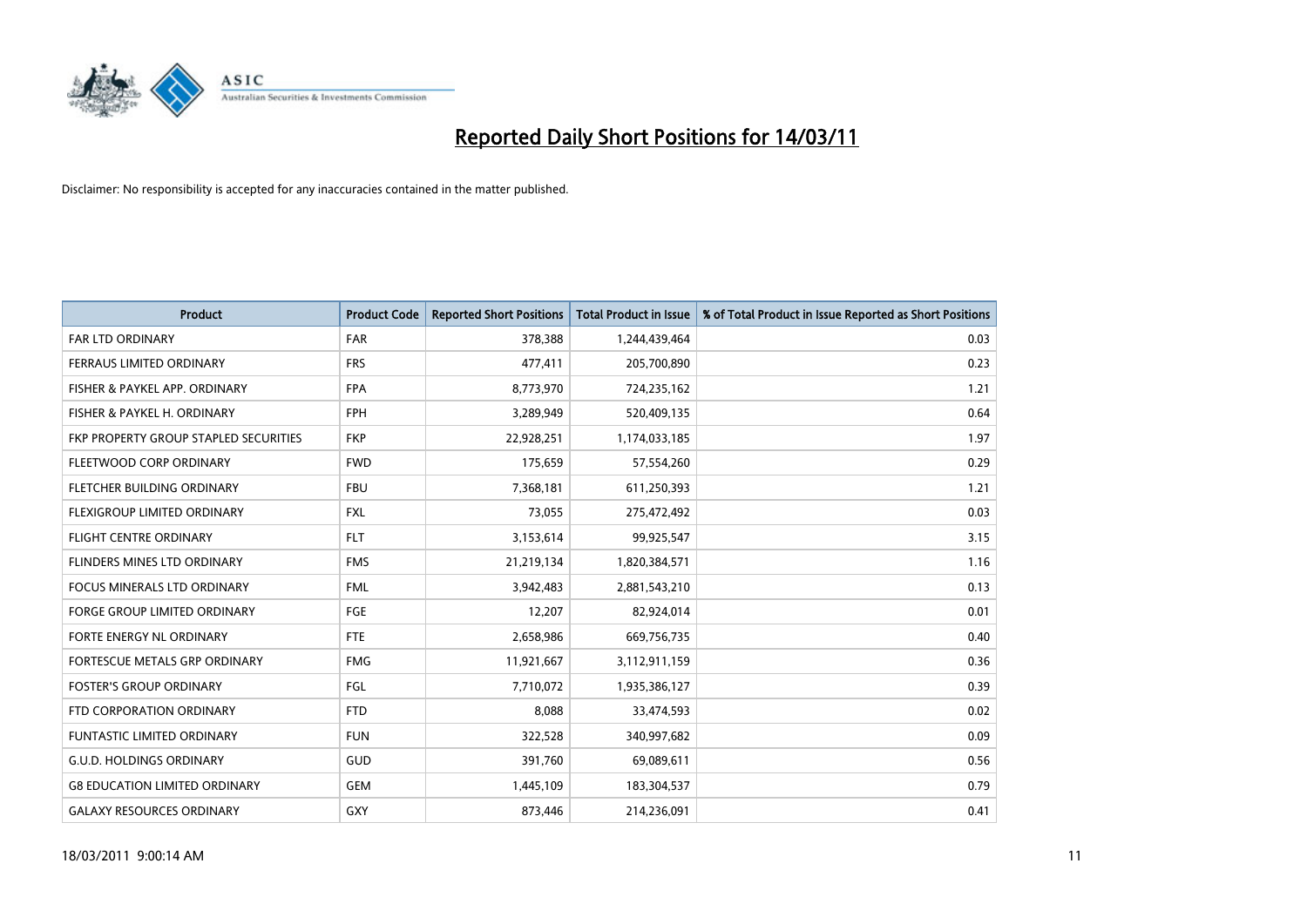# Reported Daily Short Positions for 14/03/11

Disclaimer: No responsibility is accepted for any inaccuracies contained in the matter published.

| Product | Product Code | Reported Short Positions | Total Product in Issue | % of Total Product in Issue Reported as Short Positions |
|---|---|---|---|---|
| FAR LTD ORDINARY | FAR | 378,388 | 1,244,439,464 | 0.03 |
| FERRAUS LIMITED ORDINARY | FRS | 477,411 | 205,700,890 | 0.23 |
| FISHER & PAYKEL APP. ORDINARY | FPA | 8,773,970 | 724,235,162 | 1.21 |
| FISHER & PAYKEL H. ORDINARY | FPH | 3,289,949 | 520,409,135 | 0.64 |
| FKP PROPERTY GROUP STAPLED SECURITIES | FKP | 22,928,251 | 1,174,033,185 | 1.97 |
| FLEETWOOD CORP ORDINARY | FWD | 175,659 | 57,554,260 | 0.29 |
| FLETCHER BUILDING ORDINARY | FBU | 7,368,181 | 611,250,393 | 1.21 |
| FLEXIGROUP LIMITED ORDINARY | FXL | 73,055 | 275,472,492 | 0.03 |
| FLIGHT CENTRE ORDINARY | FLT | 3,153,614 | 99,925,547 | 3.15 |
| FLINDERS MINES LTD ORDINARY | FMS | 21,219,134 | 1,820,384,571 | 1.16 |
| FOCUS MINERALS LTD ORDINARY | FML | 3,942,483 | 2,881,543,210 | 0.13 |
| FORGE GROUP LIMITED ORDINARY | FGE | 12,207 | 82,924,014 | 0.01 |
| FORTE ENERGY NL ORDINARY | FTE | 2,658,986 | 669,756,735 | 0.40 |
| FORTESCUE METALS GRP ORDINARY | FMG | 11,921,667 | 3,112,911,159 | 0.36 |
| FOSTER'S GROUP ORDINARY | FGL | 7,710,072 | 1,935,386,127 | 0.39 |
| FTD CORPORATION ORDINARY | FTD | 8,088 | 33,474,593 | 0.02 |
| FUNTASTIC LIMITED ORDINARY | FUN | 322,528 | 340,997,682 | 0.09 |
| G.U.D. HOLDINGS ORDINARY | GUD | 391,760 | 69,089,611 | 0.56 |
| G8 EDUCATION LIMITED ORDINARY | GEM | 1,445,109 | 183,304,537 | 0.79 |
| GALAXY RESOURCES ORDINARY | GXY | 873,446 | 214,236,091 | 0.41 |

18/03/2011 9:00:14 AM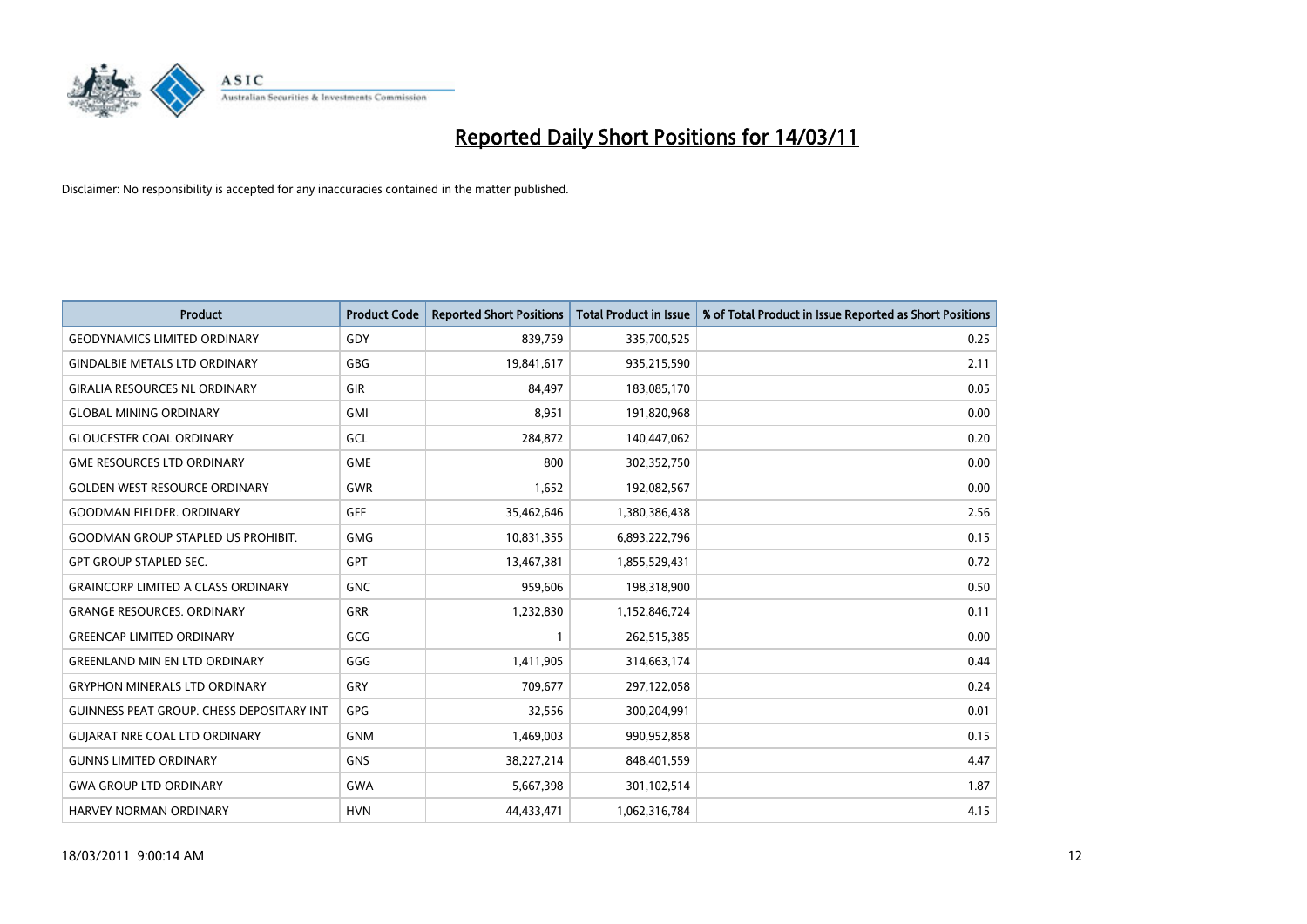# Reported Daily Short Positions for 14/03/11

Disclaimer: No responsibility is accepted for any inaccuracies contained in the matter published.

| Product | Product Code | Reported Short Positions | Total Product in Issue | % of Total Product in Issue Reported as Short Positions |
|---|---|---|---|---|
| GEODYNAMICS LIMITED ORDINARY | GDY | 839,759 | 335,700,525 | 0.25 |
| GINDALBIE METALS LTD ORDINARY | GBG | 19,841,617 | 935,215,590 | 2.11 |
| GIRALIA RESOURCES NL ORDINARY | GIR | 84,497 | 183,085,170 | 0.05 |
| GLOBAL MINING ORDINARY | GMI | 8,951 | 191,820,968 | 0.00 |
| GLOUCESTER COAL ORDINARY | GCL | 284,872 | 140,447,062 | 0.20 |
| GME RESOURCES LTD ORDINARY | GME | 800 | 302,352,750 | 0.00 |
| GOLDEN WEST RESOURCE ORDINARY | GWR | 1,652 | 192,082,567 | 0.00 |
| GOODMAN FIELDER. ORDINARY | GFF | 35,462,646 | 1,380,386,438 | 2.56 |
| GOODMAN GROUP STAPLED US PROHIBIT. | GMG | 10,831,355 | 6,893,222,796 | 0.15 |
| GPT GROUP STAPLED SEC. | GPT | 13,467,381 | 1,855,529,431 | 0.72 |
| GRAINCORP LIMITED A CLASS ORDINARY | GNC | 959,606 | 198,318,900 | 0.50 |
| GRANGE RESOURCES. ORDINARY | GRR | 1,232,830 | 1,152,846,724 | 0.11 |
| GREENCAP LIMITED ORDINARY | GCG | 1 | 262,515,385 | 0.00 |
| GREENLAND MIN EN LTD ORDINARY | GGG | 1,411,905 | 314,663,174 | 0.44 |
| GRYPHON MINERALS LTD ORDINARY | GRY | 709,677 | 297,122,058 | 0.24 |
| GUINNESS PEAT GROUP. CHESS DEPOSITARY INT | GPG | 32,556 | 300,204,991 | 0.01 |
| GUJARAT NRE COAL LTD ORDINARY | GNM | 1,469,003 | 990,952,858 | 0.15 |
| GUNNS LIMITED ORDINARY | GNS | 38,227,214 | 848,401,559 | 4.47 |
| GWA GROUP LTD ORDINARY | GWA | 5,667,398 | 301,102,514 | 1.87 |
| HARVEY NORMAN ORDINARY | HVN | 44,433,471 | 1,062,316,784 | 4.15 |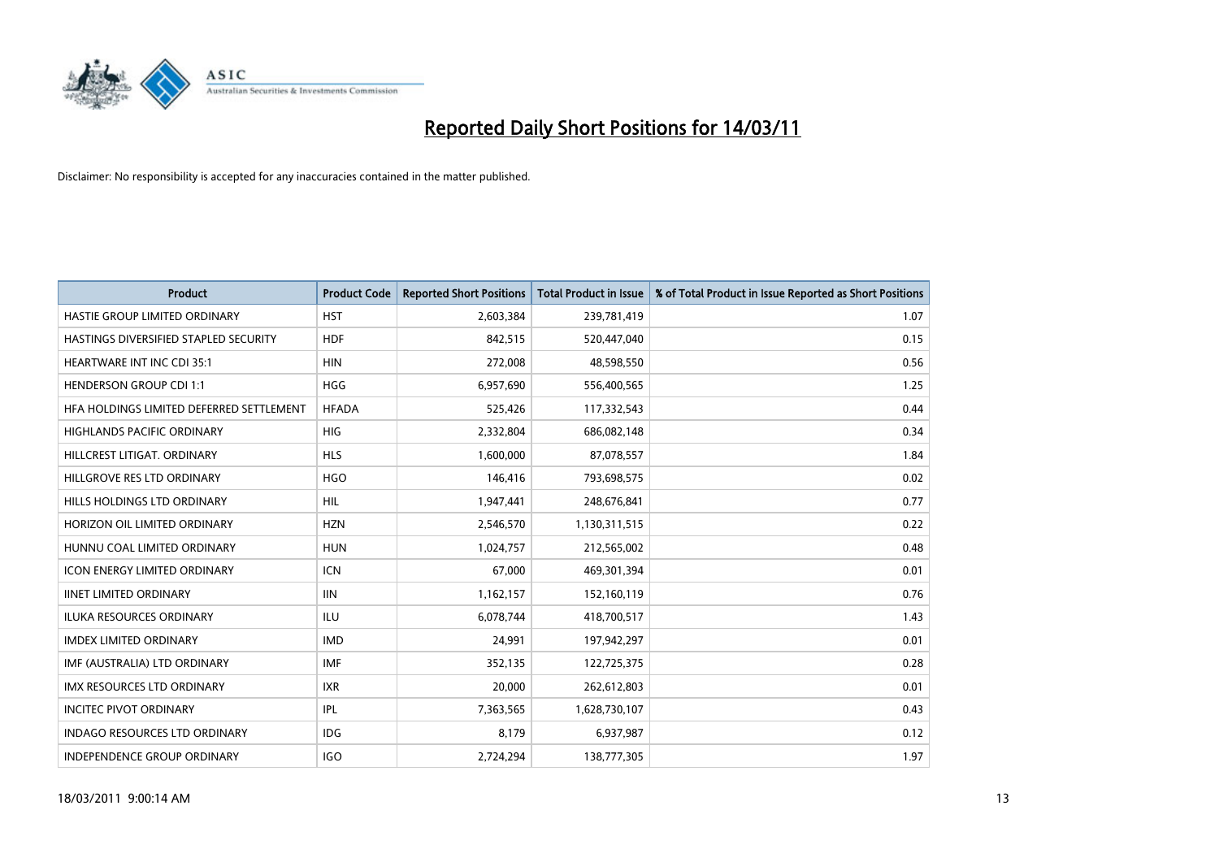# Reported Daily Short Positions for 14/03/11

Disclaimer: No responsibility is accepted for any inaccuracies contained in the matter published.

| Product | Product Code | Reported Short Positions | Total Product in Issue | % of Total Product in Issue Reported as Short Positions |
|---|---|---|---|---|
| HASTIE GROUP LIMITED ORDINARY | HST | 2,603,384 | 239,781,419 | 1.07 |
| HASTINGS DIVERSIFIED STAPLED SECURITY | HDF | 842,515 | 520,447,040 | 0.15 |
| HEARTWARE INT INC CDI 35:1 | HIN | 272,008 | 48,598,550 | 0.56 |
| HENDERSON GROUP CDI 1:1 | HGG | 6,957,690 | 556,400,565 | 1.25 |
| HFA HOLDINGS LIMITED DEFERRED SETTLEMENT | HFADA | 525,426 | 117,332,543 | 0.44 |
| HIGHLANDS PACIFIC ORDINARY | HIG | 2,332,804 | 686,082,148 | 0.34 |
| HILLCREST LITIGAT. ORDINARY | HLS | 1,600,000 | 87,078,557 | 1.84 |
| HILLGROVE RES LTD ORDINARY | HGO | 146,416 | 793,698,575 | 0.02 |
| HILLS HOLDINGS LTD ORDINARY | HIL | 1,947,441 | 248,676,841 | 0.77 |
| HORIZON OIL LIMITED ORDINARY | HZN | 2,546,570 | 1,130,311,515 | 0.22 |
| HUNNU COAL LIMITED ORDINARY | HUN | 1,024,757 | 212,565,002 | 0.48 |
| ICON ENERGY LIMITED ORDINARY | ICN | 67,000 | 469,301,394 | 0.01 |
| IINET LIMITED ORDINARY | IIN | 1,162,157 | 152,160,119 | 0.76 |
| ILUKA RESOURCES ORDINARY | ILU | 6,078,744 | 418,700,517 | 1.43 |
| IMDEX LIMITED ORDINARY | IMD | 24,991 | 197,942,297 | 0.01 |
| IMF (AUSTRALIA) LTD ORDINARY | IMF | 352,135 | 122,725,375 | 0.28 |
| IMX RESOURCES LTD ORDINARY | IXR | 20,000 | 262,612,803 | 0.01 |
| INCITEC PIVOT ORDINARY | IPL | 7,363,565 | 1,628,730,107 | 0.43 |
| INDAGO RESOURCES LTD ORDINARY | IDG | 8,179 | 6,937,987 | 0.12 |
| INDEPENDENCE GROUP ORDINARY | IGO | 2,724,294 | 138,777,305 | 1.97 |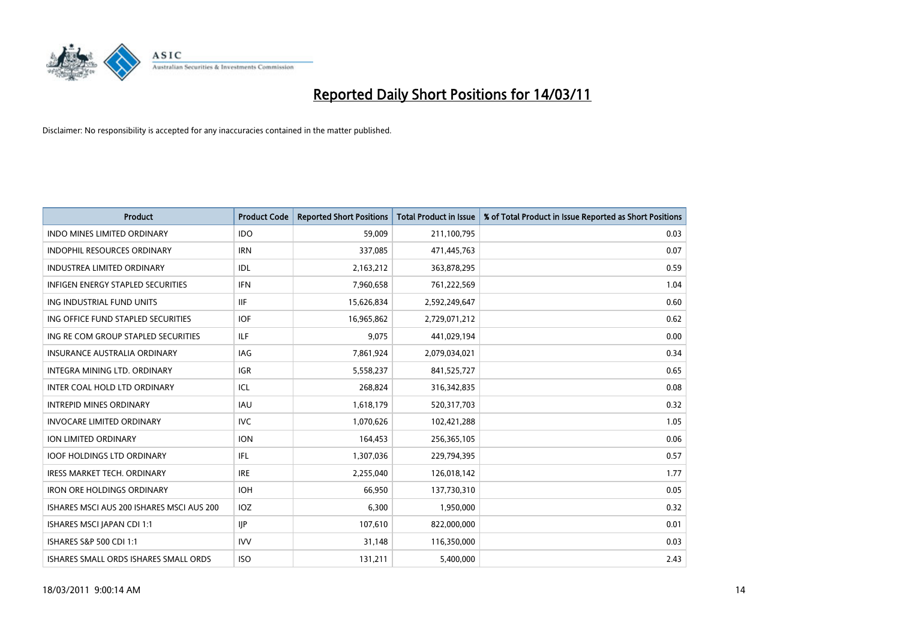# Reported Daily Short Positions for 14/03/11

Disclaimer: No responsibility is accepted for any inaccuracies contained in the matter published.

| Product | Product Code | Reported Short Positions | Total Product in Issue | % of Total Product in Issue Reported as Short Positions |
|---|---|---|---|---|
| INDO MINES LIMITED ORDINARY | IDO | 59,009 | 211,100,795 | 0.03 |
| INDOPHIL RESOURCES ORDINARY | IRN | 337,085 | 471,445,763 | 0.07 |
| INDUSTREA LIMITED ORDINARY | IDL | 2,163,212 | 363,878,295 | 0.59 |
| INFIGEN ENERGY STAPLED SECURITIES | IFN | 7,960,658 | 761,222,569 | 1.04 |
| ING INDUSTRIAL FUND UNITS | IIF | 15,626,834 | 2,592,249,647 | 0.60 |
| ING OFFICE FUND STAPLED SECURITIES | IOF | 16,965,862 | 2,729,071,212 | 0.62 |
| ING RE COM GROUP STAPLED SECURITIES | ILF | 9,075 | 441,029,194 | 0.00 |
| INSURANCE AUSTRALIA ORDINARY | IAG | 7,861,924 | 2,079,034,021 | 0.34 |
| INTEGRA MINING LTD. ORDINARY | IGR | 5,558,237 | 841,525,727 | 0.65 |
| INTER COAL HOLD LTD ORDINARY | ICL | 268,824 | 316,342,835 | 0.08 |
| INTREPID MINES ORDINARY | IAU | 1,618,179 | 520,317,703 | 0.32 |
| INVOCARE LIMITED ORDINARY | IVC | 1,070,626 | 102,421,288 | 1.05 |
| ION LIMITED ORDINARY | ION | 164,453 | 256,365,105 | 0.06 |
| IOOF HOLDINGS LTD ORDINARY | IFL | 1,307,036 | 229,794,395 | 0.57 |
| IRESS MARKET TECH. ORDINARY | IRE | 2,255,040 | 126,018,142 | 1.77 |
| IRON ORE HOLDINGS ORDINARY | IOH | 66,950 | 137,730,310 | 0.05 |
| ISHARES MSCI AUS 200 ISHARES MSCI AUS 200 | IOZ | 6,300 | 1,950,000 | 0.32 |
| ISHARES MSCI JAPAN CDI 1:1 | IJP | 107,610 | 822,000,000 | 0.01 |
| ISHARES S&P 500 CDI 1:1 | IVV | 31,148 | 116,350,000 | 0.03 |
| ISHARES SMALL ORDS ISHARES SMALL ORDS | ISO | 131,211 | 5,400,000 | 2.43 |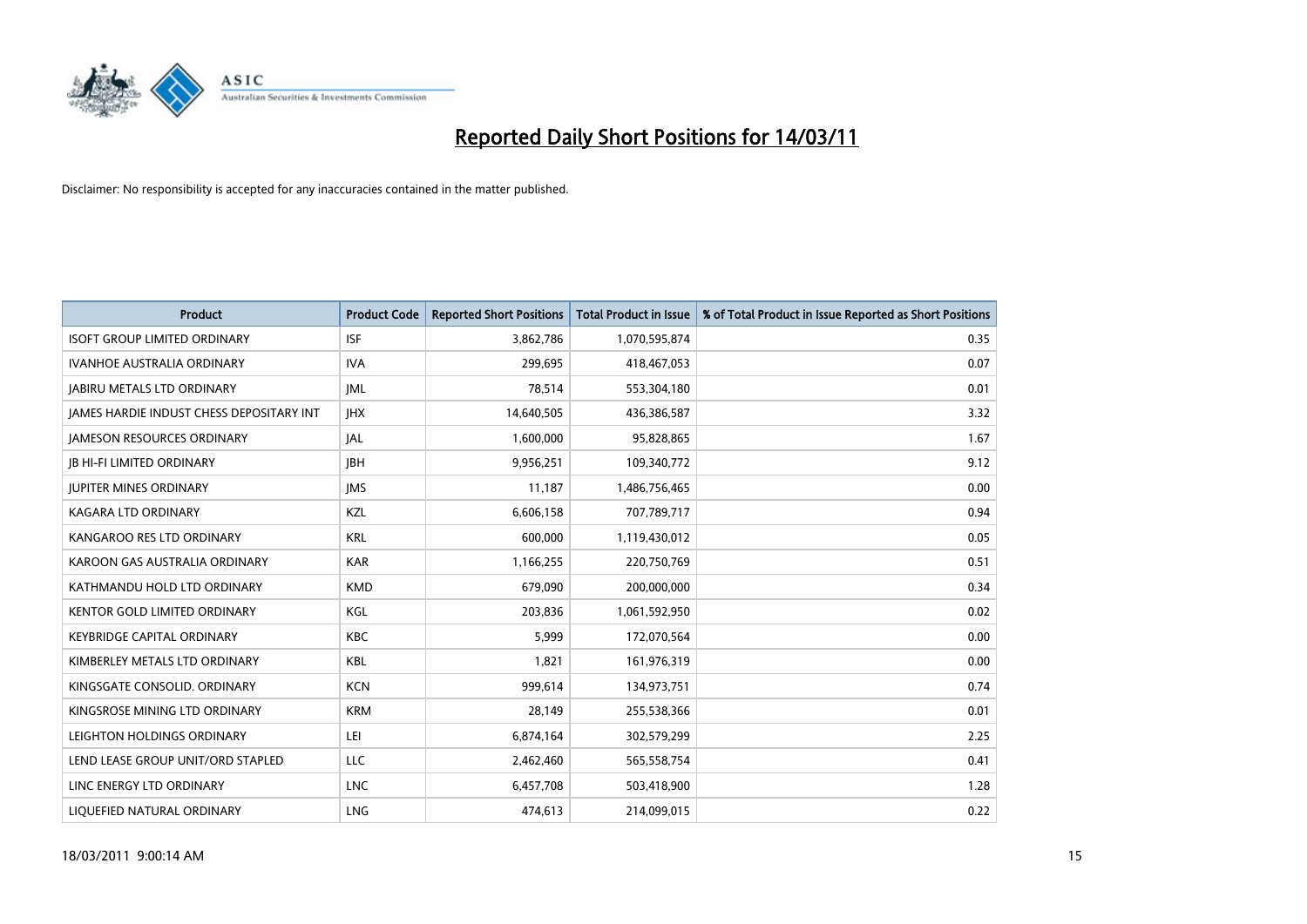# Reported Daily Short Positions for 14/03/11

Disclaimer: No responsibility is accepted for any inaccuracies contained in the matter published.

| Product | Product Code | Reported Short Positions | Total Product in Issue | % of Total Product in Issue Reported as Short Positions |
|---|---|---|---|---|
| ISOFT GROUP LIMITED ORDINARY | ISF | 3,862,786 | 1,070,595,874 | 0.35 |
| IVANHOE AUSTRALIA ORDINARY | IVA | 299,695 | 418,467,053 | 0.07 |
| JABIRU METALS LTD ORDINARY | JML | 78,514 | 553,304,180 | 0.01 |
| JAMES HARDIE INDUST CHESS DEPOSITARY INT | JHX | 14,640,505 | 436,386,587 | 3.32 |
| JAMESON RESOURCES ORDINARY | JAL | 1,600,000 | 95,828,865 | 1.67 |
| JB HI-FI LIMITED ORDINARY | JBH | 9,956,251 | 109,340,772 | 9.12 |
| JUPITER MINES ORDINARY | JMS | 11,187 | 1,486,756,465 | 0.00 |
| KAGARA LTD ORDINARY | KZL | 6,606,158 | 707,789,717 | 0.94 |
| KANGAROO RES LTD ORDINARY | KRL | 600,000 | 1,119,430,012 | 0.05 |
| KAROON GAS AUSTRALIA ORDINARY | KAR | 1,166,255 | 220,750,769 | 0.51 |
| KATHMANDU HOLD LTD ORDINARY | KMD | 679,090 | 200,000,000 | 0.34 |
| KENTOR GOLD LIMITED ORDINARY | KGL | 203,836 | 1,061,592,950 | 0.02 |
| KEYBRIDGE CAPITAL ORDINARY | KBC | 5,999 | 172,070,564 | 0.00 |
| KIMBERLEY METALS LTD ORDINARY | KBL | 1,821 | 161,976,319 | 0.00 |
| KINGSGATE CONSOLID. ORDINARY | KCN | 999,614 | 134,973,751 | 0.74 |
| KINGSROSE MINING LTD ORDINARY | KRM | 28,149 | 255,538,366 | 0.01 |
| LEIGHTON HOLDINGS ORDINARY | LEI | 6,874,164 | 302,579,299 | 2.25 |
| LEND LEASE GROUP UNIT/ORD STAPLED | LLC | 2,462,460 | 565,558,754 | 0.41 |
| LINC ENERGY LTD ORDINARY | LNC | 6,457,708 | 503,418,900 | 1.28 |
| LIQUEFIED NATURAL ORDINARY | LNG | 474,613 | 214,099,015 | 0.22 |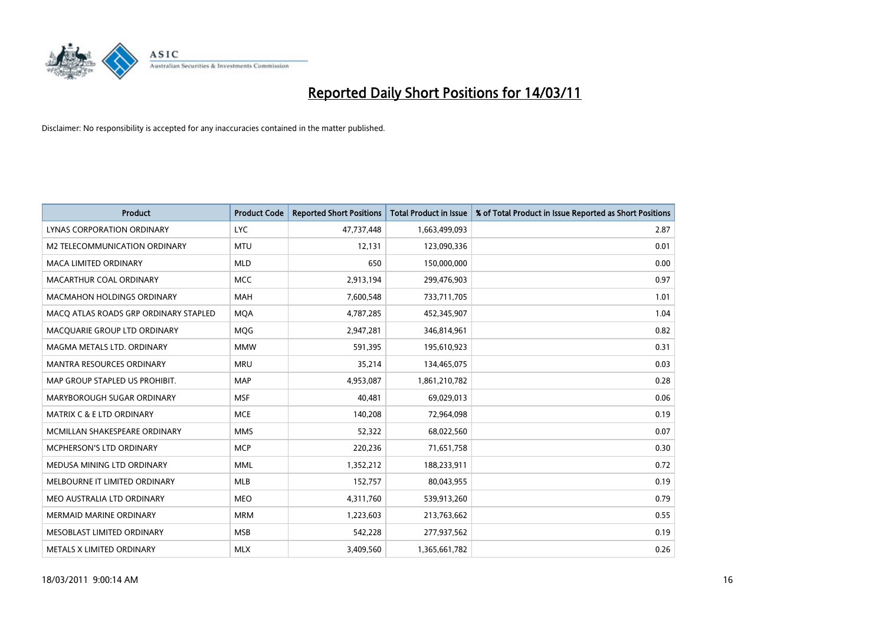# Reported Daily Short Positions for 14/03/11

Disclaimer: No responsibility is accepted for any inaccuracies contained in the matter published.

| Product | Product Code | Reported Short Positions | Total Product in Issue | % of Total Product in Issue Reported as Short Positions |
|---|---|---|---|---|
| LYNAS CORPORATION ORDINARY | LYC | 47,737,448 | 1,663,499,093 | 2.87 |
| M2 TELECOMMUNICATION ORDINARY | MTU | 12,131 | 123,090,336 | 0.01 |
| MACA LIMITED ORDINARY | MLD | 650 | 150,000,000 | 0.00 |
| MACARTHUR COAL ORDINARY | MCC | 2,913,194 | 299,476,903 | 0.97 |
| MACMAHON HOLDINGS ORDINARY | MAH | 7,600,548 | 733,711,705 | 1.01 |
| MACQ ATLAS ROADS GRP ORDINARY STAPLED | MQA | 4,787,285 | 452,345,907 | 1.04 |
| MACQUARIE GROUP LTD ORDINARY | MQG | 2,947,281 | 346,814,961 | 0.82 |
| MAGMA METALS LTD. ORDINARY | MMW | 591,395 | 195,610,923 | 0.31 |
| MANTRA RESOURCES ORDINARY | MRU | 35,214 | 134,465,075 | 0.03 |
| MAP GROUP STAPLED US PROHIBIT. | MAP | 4,953,087 | 1,861,210,782 | 0.28 |
| MARYBOROUGH SUGAR ORDINARY | MSF | 40,481 | 69,029,013 | 0.06 |
| MATRIX C & E LTD ORDINARY | MCE | 140,208 | 72,964,098 | 0.19 |
| MCMILLAN SHAKESPEARE ORDINARY | MMS | 52,322 | 68,022,560 | 0.07 |
| MCPHERSON'S LTD ORDINARY | MCP | 220,236 | 71,651,758 | 0.30 |
| MEDUSA MINING LTD ORDINARY | MML | 1,352,212 | 188,233,911 | 0.72 |
| MELBOURNE IT LIMITED ORDINARY | MLB | 152,757 | 80,043,955 | 0.19 |
| MEO AUSTRALIA LTD ORDINARY | MEO | 4,311,760 | 539,913,260 | 0.79 |
| MERMAID MARINE ORDINARY | MRM | 1,223,603 | 213,763,662 | 0.55 |
| MESOBLAST LIMITED ORDINARY | MSB | 542,228 | 277,937,562 | 0.19 |
| METALS X LIMITED ORDINARY | MLX | 3,409,560 | 1,365,661,782 | 0.26 |

18/03/2011 9:00:14 AM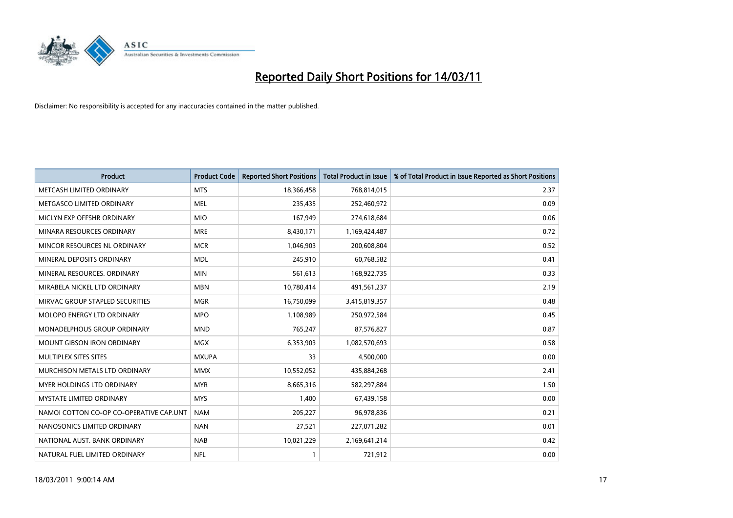# Reported Daily Short Positions for 14/03/11

Disclaimer: No responsibility is accepted for any inaccuracies contained in the matter published.

| Product | Product Code | Reported Short Positions | Total Product in Issue | % of Total Product in Issue Reported as Short Positions |
|---|---|---|---|---|
| METCASH LIMITED ORDINARY | MTS | 18,366,458 | 768,814,015 | 2.37 |
| METGASCO LIMITED ORDINARY | MEL | 235,435 | 252,460,972 | 0.09 |
| MICLYN EXP OFFSHR ORDINARY | MIO | 167,949 | 274,618,684 | 0.06 |
| MINARA RESOURCES ORDINARY | MRE | 8,430,171 | 1,169,424,487 | 0.72 |
| MINCOR RESOURCES NL ORDINARY | MCR | 1,046,903 | 200,608,804 | 0.52 |
| MINERAL DEPOSITS ORDINARY | MDL | 245,910 | 60,768,582 | 0.41 |
| MINERAL RESOURCES. ORDINARY | MIN | 561,613 | 168,922,735 | 0.33 |
| MIRABELA NICKEL LTD ORDINARY | MBN | 10,780,414 | 491,561,237 | 2.19 |
| MIRVAC GROUP STAPLED SECURITIES | MGR | 16,750,099 | 3,415,819,357 | 0.48 |
| MOLOPO ENERGY LTD ORDINARY | MPO | 1,108,989 | 250,972,584 | 0.45 |
| MONADELPHOUS GROUP ORDINARY | MND | 765,247 | 87,576,827 | 0.87 |
| MOUNT GIBSON IRON ORDINARY | MGX | 6,353,903 | 1,082,570,693 | 0.58 |
| MULTIPLEX SITES SITES | MXUPA | 33 | 4,500,000 | 0.00 |
| MURCHISON METALS LTD ORDINARY | MMX | 10,552,052 | 435,884,268 | 2.41 |
| MYER HOLDINGS LTD ORDINARY | MYR | 8,665,316 | 582,297,884 | 1.50 |
| MYSTATE LIMITED ORDINARY | MYS | 1,400 | 67,439,158 | 0.00 |
| NAMOI COTTON CO-OP CO-OPERATIVE CAP.UNT | NAM | 205,227 | 96,978,836 | 0.21 |
| NANOSONICS LIMITED ORDINARY | NAN | 27,521 | 227,071,282 | 0.01 |
| NATIONAL AUST. BANK ORDINARY | NAB | 10,021,229 | 2,169,641,214 | 0.42 |
| NATURAL FUEL LIMITED ORDINARY | NFL | 1 | 721,912 | 0.00 |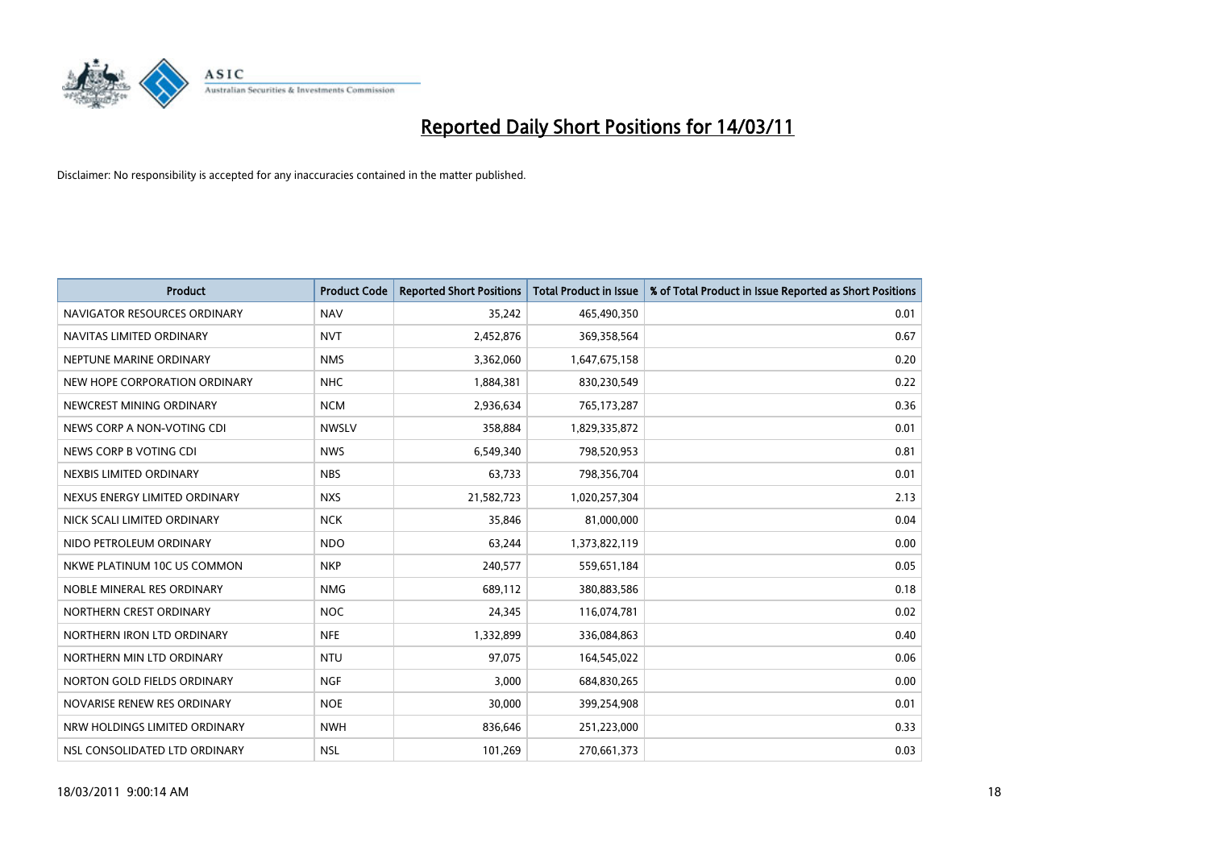# Reported Daily Short Positions for 14/03/11

Disclaimer: No responsibility is accepted for any inaccuracies contained in the matter published.

| Product | Product Code | Reported Short Positions | Total Product in Issue | % of Total Product in Issue Reported as Short Positions |
|---|---|---|---|---|
| NAVIGATOR RESOURCES ORDINARY | NAV | 35,242 | 465,490,350 | 0.01 |
| NAVITAS LIMITED ORDINARY | NVT | 2,452,876 | 369,358,564 | 0.67 |
| NEPTUNE MARINE ORDINARY | NMS | 3,362,060 | 1,647,675,158 | 0.20 |
| NEW HOPE CORPORATION ORDINARY | NHC | 1,884,381 | 830,230,549 | 0.22 |
| NEWCREST MINING ORDINARY | NCM | 2,936,634 | 765,173,287 | 0.36 |
| NEWS CORP A NON-VOTING CDI | NWSLV | 358,884 | 1,829,335,872 | 0.01 |
| NEWS CORP B VOTING CDI | NWS | 6,549,340 | 798,520,953 | 0.81 |
| NEXBIS LIMITED ORDINARY | NBS | 63,733 | 798,356,704 | 0.01 |
| NEXUS ENERGY LIMITED ORDINARY | NXS | 21,582,723 | 1,020,257,304 | 2.13 |
| NICK SCALI LIMITED ORDINARY | NCK | 35,846 | 81,000,000 | 0.04 |
| NIDO PETROLEUM ORDINARY | NDO | 63,244 | 1,373,822,119 | 0.00 |
| NKWE PLATINUM 10C US COMMON | NKP | 240,577 | 559,651,184 | 0.05 |
| NOBLE MINERAL RES ORDINARY | NMG | 689,112 | 380,883,586 | 0.18 |
| NORTHERN CREST ORDINARY | NOC | 24,345 | 116,074,781 | 0.02 |
| NORTHERN IRON LTD ORDINARY | NFE | 1,332,899 | 336,084,863 | 0.40 |
| NORTHERN MIN LTD ORDINARY | NTU | 97,075 | 164,545,022 | 0.06 |
| NORTON GOLD FIELDS ORDINARY | NGF | 3,000 | 684,830,265 | 0.00 |
| NOVARISE RENEW RES ORDINARY | NOE | 30,000 | 399,254,908 | 0.01 |
| NRW HOLDINGS LIMITED ORDINARY | NWH | 836,646 | 251,223,000 | 0.33 |
| NSL CONSOLIDATED LTD ORDINARY | NSL | 101,269 | 270,661,373 | 0.03 |

18/03/2011 9:00:14 AM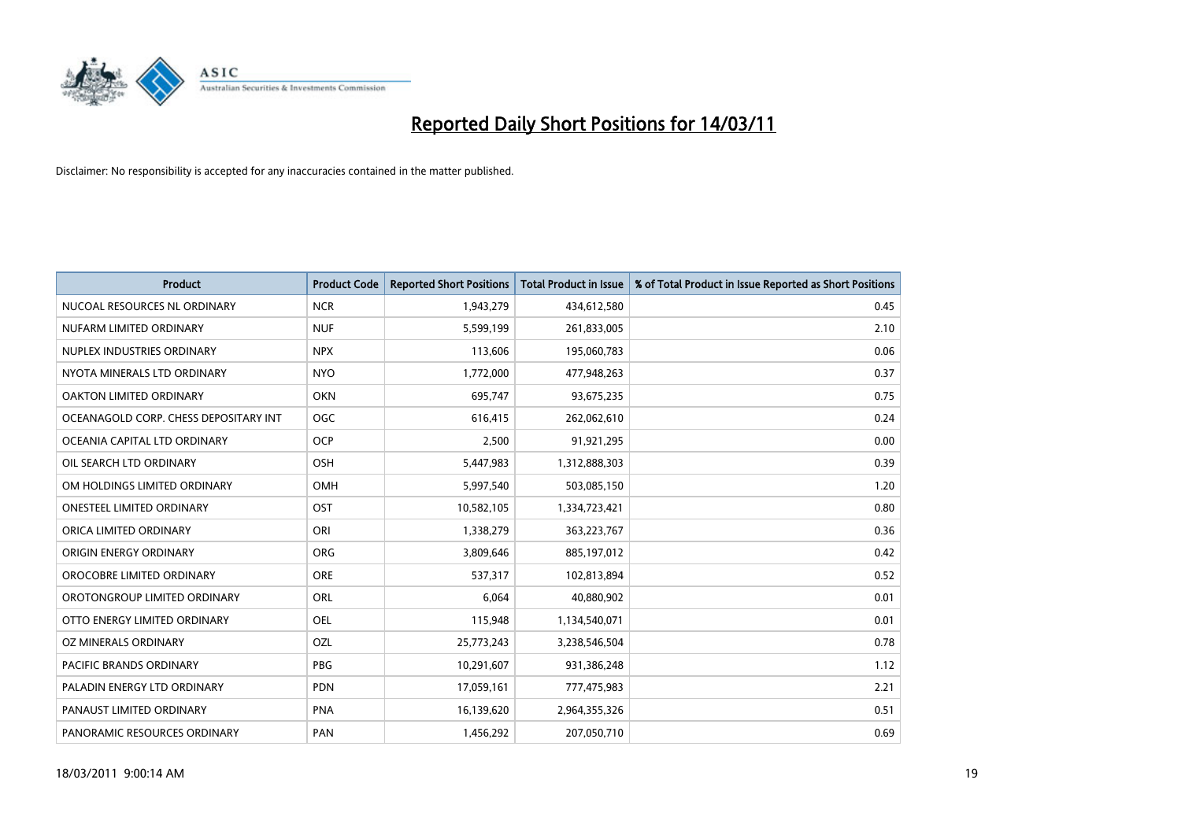# Reported Daily Short Positions for 14/03/11

Disclaimer: No responsibility is accepted for any inaccuracies contained in the matter published.

| Product | Product Code | Reported Short Positions | Total Product in Issue | % of Total Product in Issue Reported as Short Positions |
|---|---|---|---|---|
| NUCOAL RESOURCES NL ORDINARY | NCR | 1,943,279 | 434,612,580 | 0.45 |
| NUFARM LIMITED ORDINARY | NUF | 5,599,199 | 261,833,005 | 2.10 |
| NUPLEX INDUSTRIES ORDINARY | NPX | 113,606 | 195,060,783 | 0.06 |
| NYOTA MINERALS LTD ORDINARY | NYO | 1,772,000 | 477,948,263 | 0.37 |
| OAKTON LIMITED ORDINARY | OKN | 695,747 | 93,675,235 | 0.75 |
| OCEANAGOLD CORP. CHESS DEPOSITARY INT | OGC | 616,415 | 262,062,610 | 0.24 |
| OCEANIA CAPITAL LTD ORDINARY | OCP | 2,500 | 91,921,295 | 0.00 |
| OIL SEARCH LTD ORDINARY | OSH | 5,447,983 | 1,312,888,303 | 0.39 |
| OM HOLDINGS LIMITED ORDINARY | OMH | 5,997,540 | 503,085,150 | 1.20 |
| ONESTEEL LIMITED ORDINARY | OST | 10,582,105 | 1,334,723,421 | 0.80 |
| ORICA LIMITED ORDINARY | ORI | 1,338,279 | 363,223,767 | 0.36 |
| ORIGIN ENERGY ORDINARY | ORG | 3,809,646 | 885,197,012 | 0.42 |
| OROCOBRE LIMITED ORDINARY | ORE | 537,317 | 102,813,894 | 0.52 |
| OROTONGROUP LIMITED ORDINARY | ORL | 6,064 | 40,880,902 | 0.01 |
| OTTO ENERGY LIMITED ORDINARY | OEL | 115,948 | 1,134,540,071 | 0.01 |
| OZ MINERALS ORDINARY | OZL | 25,773,243 | 3,238,546,504 | 0.78 |
| PACIFIC BRANDS ORDINARY | PBG | 10,291,607 | 931,386,248 | 1.12 |
| PALADIN ENERGY LTD ORDINARY | PDN | 17,059,161 | 777,475,983 | 2.21 |
| PANAUST LIMITED ORDINARY | PNA | 16,139,620 | 2,964,355,326 | 0.51 |
| PANORAMIC RESOURCES ORDINARY | PAN | 1,456,292 | 207,050,710 | 0.69 |

18/03/2011 9:00:14 AM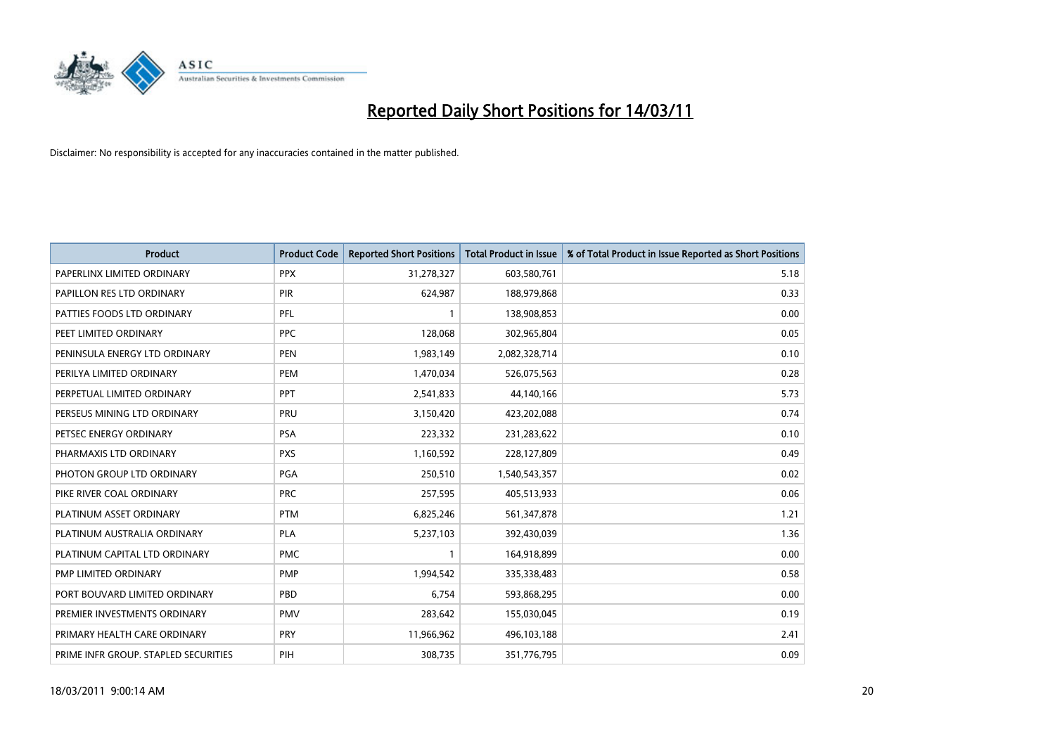# Reported Daily Short Positions for 14/03/11

Disclaimer: No responsibility is accepted for any inaccuracies contained in the matter published.

| Product | Product Code | Reported Short Positions | Total Product in Issue | % of Total Product in Issue Reported as Short Positions |
|---|---|---|---|---|
| PAPERLINX LIMITED ORDINARY | PPX | 31,278,327 | 603,580,761 | 5.18 |
| PAPILLON RES LTD ORDINARY | PIR | 624,987 | 188,979,868 | 0.33 |
| PATTIES FOODS LTD ORDINARY | PFL | 1 | 138,908,853 | 0.00 |
| PEET LIMITED ORDINARY | PPC | 128,068 | 302,965,804 | 0.05 |
| PENINSULA ENERGY LTD ORDINARY | PEN | 1,983,149 | 2,082,328,714 | 0.10 |
| PERILYA LIMITED ORDINARY | PEM | 1,470,034 | 526,075,563 | 0.28 |
| PERPETUAL LIMITED ORDINARY | PPT | 2,541,833 | 44,140,166 | 5.73 |
| PERSEUS MINING LTD ORDINARY | PRU | 3,150,420 | 423,202,088 | 0.74 |
| PETSEC ENERGY ORDINARY | PSA | 223,332 | 231,283,622 | 0.10 |
| PHARMAXIS LTD ORDINARY | PXS | 1,160,592 | 228,127,809 | 0.49 |
| PHOTON GROUP LTD ORDINARY | PGA | 250,510 | 1,540,543,357 | 0.02 |
| PIKE RIVER COAL ORDINARY | PRC | 257,595 | 405,513,933 | 0.06 |
| PLATINUM ASSET ORDINARY | PTM | 6,825,246 | 561,347,878 | 1.21 |
| PLATINUM AUSTRALIA ORDINARY | PLA | 5,237,103 | 392,430,039 | 1.36 |
| PLATINUM CAPITAL LTD ORDINARY | PMC | 1 | 164,918,899 | 0.00 |
| PMP LIMITED ORDINARY | PMP | 1,994,542 | 335,338,483 | 0.58 |
| PORT BOUVARD LIMITED ORDINARY | PBD | 6,754 | 593,868,295 | 0.00 |
| PREMIER INVESTMENTS ORDINARY | PMV | 283,642 | 155,030,045 | 0.19 |
| PRIMARY HEALTH CARE ORDINARY | PRY | 11,966,962 | 496,103,188 | 2.41 |
| PRIME INFR GROUP. STAPLED SECURITIES | PIH | 308,735 | 351,776,795 | 0.09 |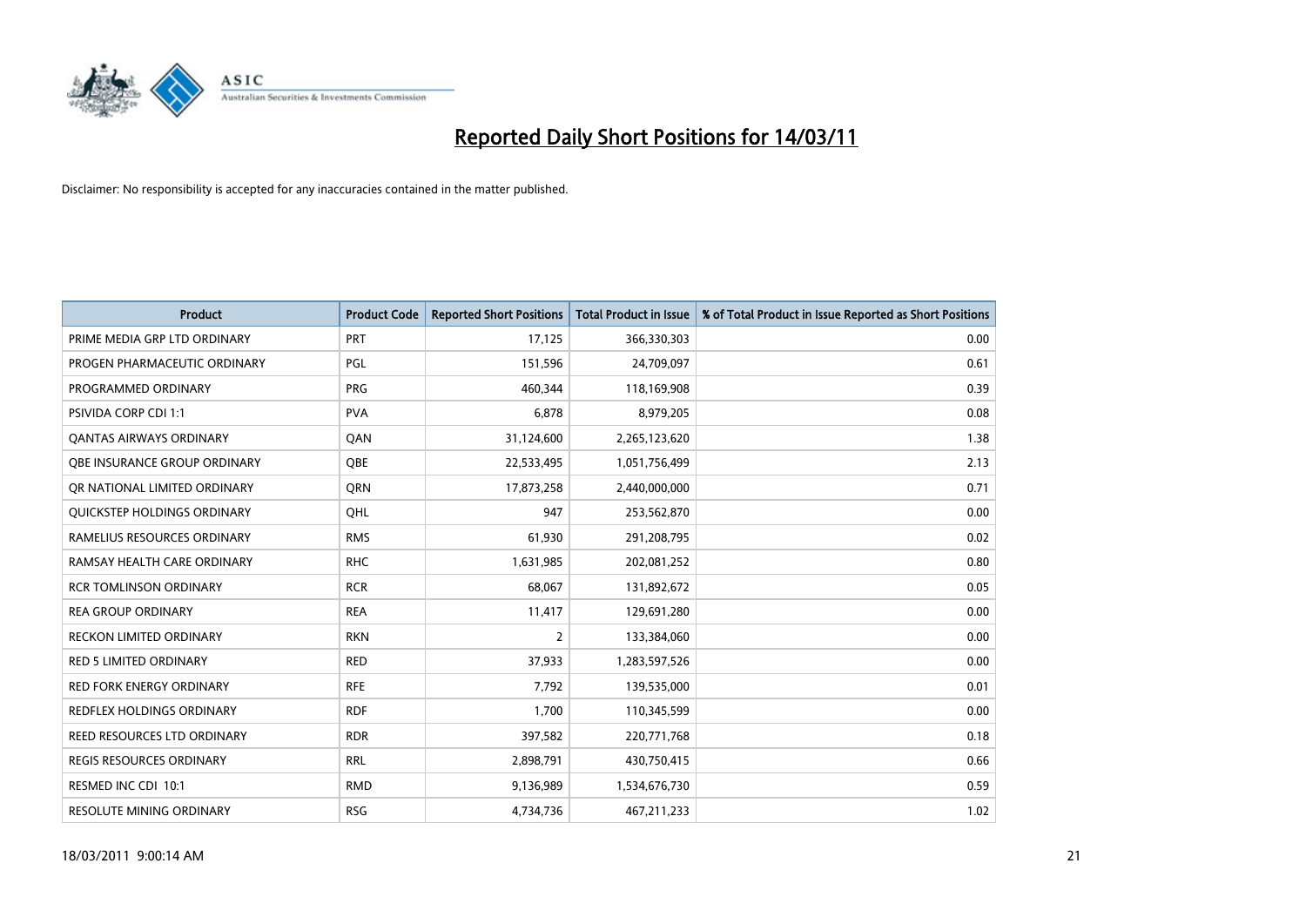# Reported Daily Short Positions for 14/03/11

Disclaimer: No responsibility is accepted for any inaccuracies contained in the matter published.

| Product | Product Code | Reported Short Positions | Total Product in Issue | % of Total Product in Issue Reported as Short Positions |
|---|---|---|---|---|
| PRIME MEDIA GRP LTD ORDINARY | PRT | 17,125 | 366,330,303 | 0.00 |
| PROGEN PHARMACEUTIC ORDINARY | PGL | 151,596 | 24,709,097 | 0.61 |
| PROGRAMMED ORDINARY | PRG | 460,344 | 118,169,908 | 0.39 |
| PSIVIDA CORP CDI 1:1 | PVA | 6,878 | 8,979,205 | 0.08 |
| QANTAS AIRWAYS ORDINARY | QAN | 31,124,600 | 2,265,123,620 | 1.38 |
| QBE INSURANCE GROUP ORDINARY | QBE | 22,533,495 | 1,051,756,499 | 2.13 |
| QR NATIONAL LIMITED ORDINARY | QRN | 17,873,258 | 2,440,000,000 | 0.71 |
| QUICKSTEP HOLDINGS ORDINARY | QHL | 947 | 253,562,870 | 0.00 |
| RAMELIUS RESOURCES ORDINARY | RMS | 61,930 | 291,208,795 | 0.02 |
| RAMSAY HEALTH CARE ORDINARY | RHC | 1,631,985 | 202,081,252 | 0.80 |
| RCR TOMLINSON ORDINARY | RCR | 68,067 | 131,892,672 | 0.05 |
| REA GROUP ORDINARY | REA | 11,417 | 129,691,280 | 0.00 |
| RECKON LIMITED ORDINARY | RKN | 2 | 133,384,060 | 0.00 |
| RED 5 LIMITED ORDINARY | RED | 37,933 | 1,283,597,526 | 0.00 |
| RED FORK ENERGY ORDINARY | RFE | 7,792 | 139,535,000 | 0.01 |
| REDFLEX HOLDINGS ORDINARY | RDF | 1,700 | 110,345,599 | 0.00 |
| REED RESOURCES LTD ORDINARY | RDR | 397,582 | 220,771,768 | 0.18 |
| REGIS RESOURCES ORDINARY | RRL | 2,898,791 | 430,750,415 | 0.66 |
| RESMED INC CDI 10:1 | RMD | 9,136,989 | 1,534,676,730 | 0.59 |
| RESOLUTE MINING ORDINARY | RSG | 4,734,736 | 467,211,233 | 1.02 |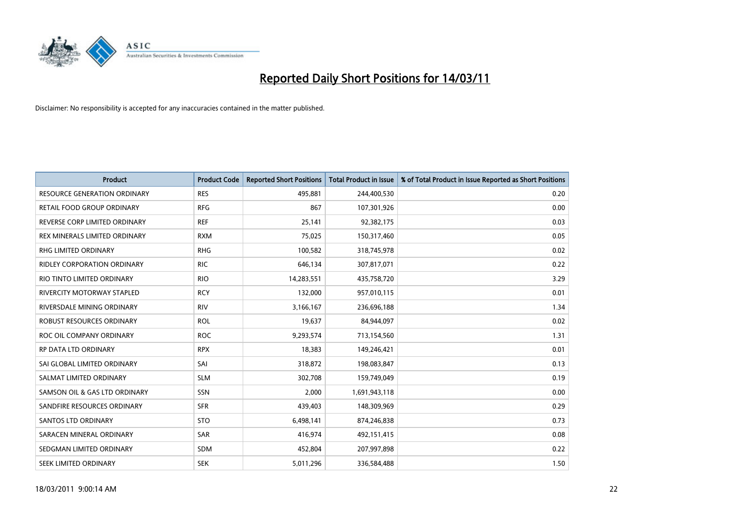# Reported Daily Short Positions for 14/03/11

Disclaimer: No responsibility is accepted for any inaccuracies contained in the matter published.

| Product | Product Code | Reported Short Positions | Total Product in Issue | % of Total Product in Issue Reported as Short Positions |
|---|---|---|---|---|
| RESOURCE GENERATION ORDINARY | RES | 495,881 | 244,400,530 | 0.20 |
| RETAIL FOOD GROUP ORDINARY | RFG | 867 | 107,301,926 | 0.00 |
| REVERSE CORP LIMITED ORDINARY | REF | 25,141 | 92,382,175 | 0.03 |
| REX MINERALS LIMITED ORDINARY | RXM | 75,025 | 150,317,460 | 0.05 |
| RHG LIMITED ORDINARY | RHG | 100,582 | 318,745,978 | 0.02 |
| RIDLEY CORPORATION ORDINARY | RIC | 646,134 | 307,817,071 | 0.22 |
| RIO TINTO LIMITED ORDINARY | RIO | 14,283,551 | 435,758,720 | 3.29 |
| RIVERCITY MOTORWAY STAPLED | RCY | 132,000 | 957,010,115 | 0.01 |
| RIVERSDALE MINING ORDINARY | RIV | 3,166,167 | 236,696,188 | 1.34 |
| ROBUST RESOURCES ORDINARY | ROL | 19,637 | 84,944,097 | 0.02 |
| ROC OIL COMPANY ORDINARY | ROC | 9,293,574 | 713,154,560 | 1.31 |
| RP DATA LTD ORDINARY | RPX | 18,383 | 149,246,421 | 0.01 |
| SAI GLOBAL LIMITED ORDINARY | SAI | 318,872 | 198,083,847 | 0.13 |
| SALMAT LIMITED ORDINARY | SLM | 302,708 | 159,749,049 | 0.19 |
| SAMSON OIL & GAS LTD ORDINARY | SSN | 2,000 | 1,691,943,118 | 0.00 |
| SANDFIRE RESOURCES ORDINARY | SFR | 439,403 | 148,309,969 | 0.29 |
| SANTOS LTD ORDINARY | STO | 6,498,141 | 874,246,838 | 0.73 |
| SARACEN MINERAL ORDINARY | SAR | 416,974 | 492,151,415 | 0.08 |
| SEDGMAN LIMITED ORDINARY | SDM | 452,804 | 207,997,898 | 0.22 |
| SEEK LIMITED ORDINARY | SEK | 5,011,296 | 336,584,488 | 1.50 |

18/03/2011 9:00:14 AM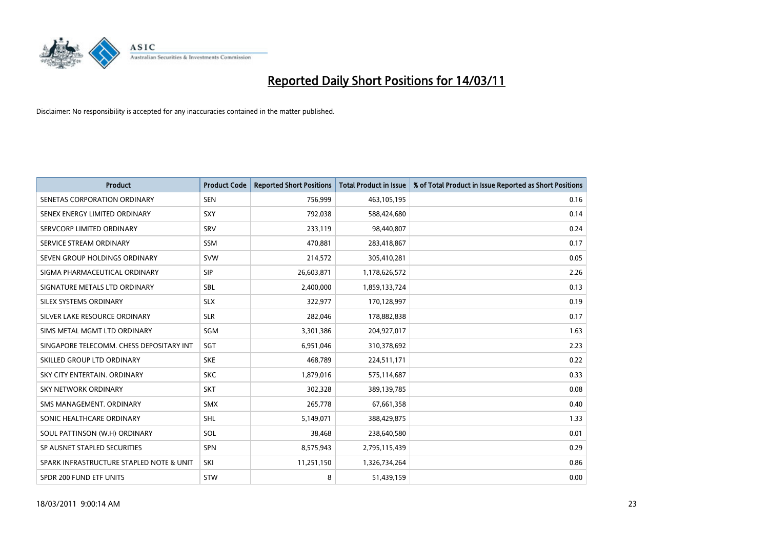# Reported Daily Short Positions for 14/03/11

Disclaimer: No responsibility is accepted for any inaccuracies contained in the matter published.

| Product | Product Code | Reported Short Positions | Total Product in Issue | % of Total Product in Issue Reported as Short Positions |
|---|---|---|---|---|
| SENETAS CORPORATION ORDINARY | SEN | 756,999 | 463,105,195 | 0.16 |
| SENEX ENERGY LIMITED ORDINARY | SXY | 792,038 | 588,424,680 | 0.14 |
| SERVCORP LIMITED ORDINARY | SRV | 233,119 | 98,440,807 | 0.24 |
| SERVICE STREAM ORDINARY | SSM | 470,881 | 283,418,867 | 0.17 |
| SEVEN GROUP HOLDINGS ORDINARY | SVW | 214,572 | 305,410,281 | 0.05 |
| SIGMA PHARMACEUTICAL ORDINARY | SIP | 26,603,871 | 1,178,626,572 | 2.26 |
| SIGNATURE METALS LTD ORDINARY | SBL | 2,400,000 | 1,859,133,724 | 0.13 |
| SILEX SYSTEMS ORDINARY | SLX | 322,977 | 170,128,997 | 0.19 |
| SILVER LAKE RESOURCE ORDINARY | SLR | 282,046 | 178,882,838 | 0.17 |
| SIMS METAL MGMT LTD ORDINARY | SGM | 3,301,386 | 204,927,017 | 1.63 |
| SINGAPORE TELECOMM. CHESS DEPOSITARY INT | SGT | 6,951,046 | 310,378,692 | 2.23 |
| SKILLED GROUP LTD ORDINARY | SKE | 468,789 | 224,511,171 | 0.22 |
| SKY CITY ENTERTAIN. ORDINARY | SKC | 1,879,016 | 575,114,687 | 0.33 |
| SKY NETWORK ORDINARY | SKT | 302,328 | 389,139,785 | 0.08 |
| SMS MANAGEMENT. ORDINARY | SMX | 265,778 | 67,661,358 | 0.40 |
| SONIC HEALTHCARE ORDINARY | SHL | 5,149,071 | 388,429,875 | 1.33 |
| SOUL PATTINSON (W.H) ORDINARY | SOL | 38,468 | 238,640,580 | 0.01 |
| SP AUSNET STAPLED SECURITIES | SPN | 8,575,943 | 2,795,115,439 | 0.29 |
| SPARK INFRASTRUCTURE STAPLED NOTE & UNIT | SKI | 11,251,150 | 1,326,734,264 | 0.86 |
| SPDR 200 FUND ETF UNITS | STW | 8 | 51,439,159 | 0.00 |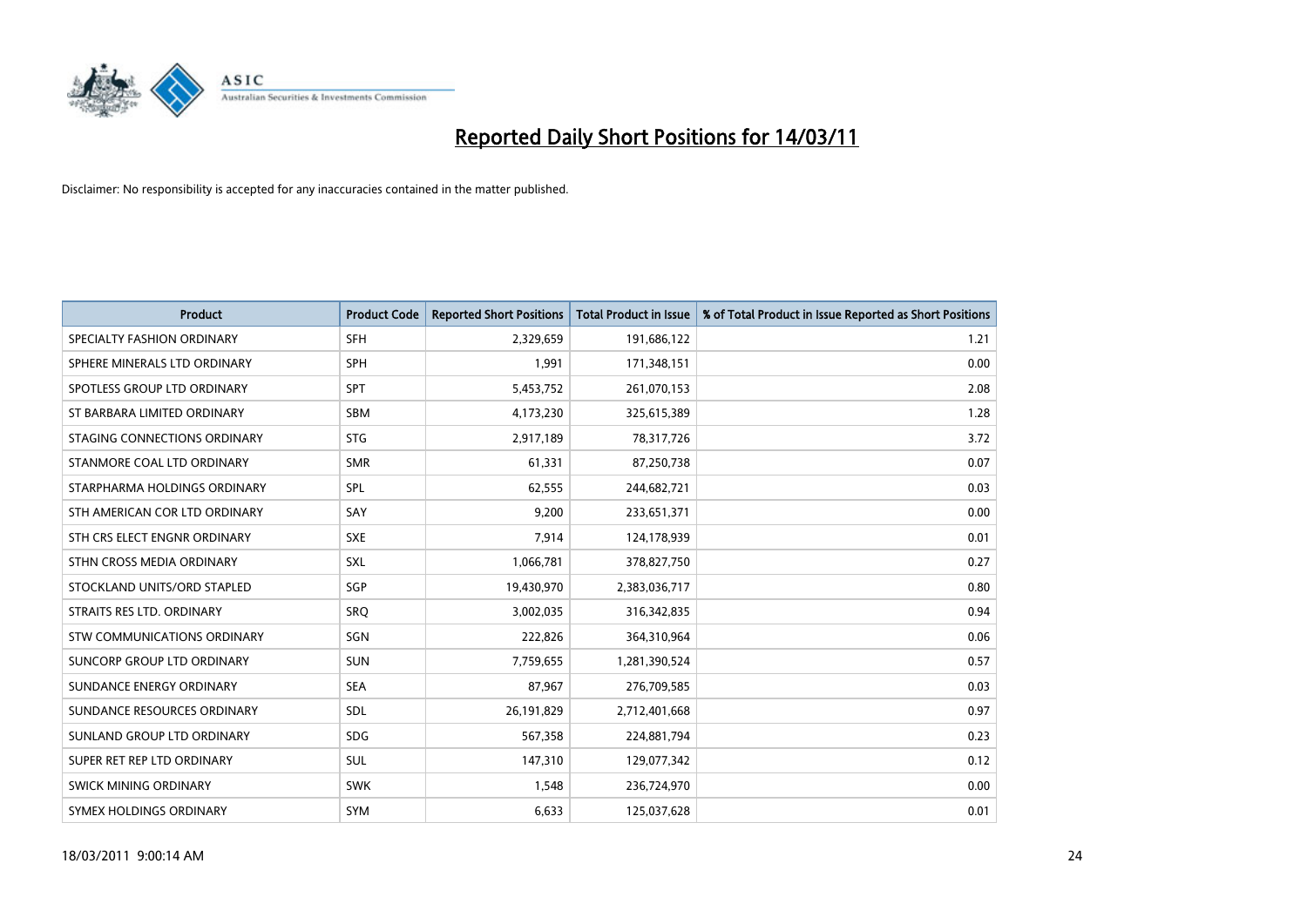# Reported Daily Short Positions for 14/03/11

Disclaimer: No responsibility is accepted for any inaccuracies contained in the matter published.

| Product | Product Code | Reported Short Positions | Total Product in Issue | % of Total Product in Issue Reported as Short Positions |
|---|---|---|---|---|
| SPECIALTY FASHION ORDINARY | SFH | 2,329,659 | 191,686,122 | 1.21 |
| SPHERE MINERALS LTD ORDINARY | SPH | 1,991 | 171,348,151 | 0.00 |
| SPOTLESS GROUP LTD ORDINARY | SPT | 5,453,752 | 261,070,153 | 2.08 |
| ST BARBARA LIMITED ORDINARY | SBM | 4,173,230 | 325,615,389 | 1.28 |
| STAGING CONNECTIONS ORDINARY | STG | 2,917,189 | 78,317,726 | 3.72 |
| STANMORE COAL LTD ORDINARY | SMR | 61,331 | 87,250,738 | 0.07 |
| STARPHARMA HOLDINGS ORDINARY | SPL | 62,555 | 244,682,721 | 0.03 |
| STH AMERICAN COR LTD ORDINARY | SAY | 9,200 | 233,651,371 | 0.00 |
| STH CRS ELECT ENGNR ORDINARY | SXE | 7,914 | 124,178,939 | 0.01 |
| STHN CROSS MEDIA ORDINARY | SXL | 1,066,781 | 378,827,750 | 0.27 |
| STOCKLAND UNITS/ORD STAPLED | SGP | 19,430,970 | 2,383,036,717 | 0.80 |
| STRAITS RES LTD. ORDINARY | SRQ | 3,002,035 | 316,342,835 | 0.94 |
| STW COMMUNICATIONS ORDINARY | SGN | 222,826 | 364,310,964 | 0.06 |
| SUNCORP GROUP LTD ORDINARY | SUN | 7,759,655 | 1,281,390,524 | 0.57 |
| SUNDANCE ENERGY ORDINARY | SEA | 87,967 | 276,709,585 | 0.03 |
| SUNDANCE RESOURCES ORDINARY | SDL | 26,191,829 | 2,712,401,668 | 0.97 |
| SUNLAND GROUP LTD ORDINARY | SDG | 567,358 | 224,881,794 | 0.23 |
| SUPER RET REP LTD ORDINARY | SUL | 147,310 | 129,077,342 | 0.12 |
| SWICK MINING ORDINARY | SWK | 1,548 | 236,724,970 | 0.00 |
| SYMEX HOLDINGS ORDINARY | SYM | 6,633 | 125,037,628 | 0.01 |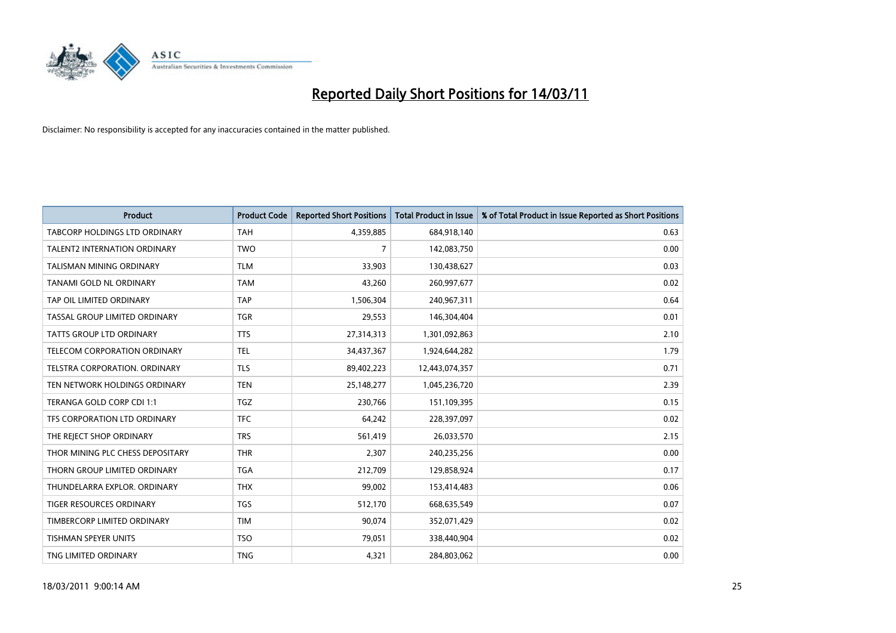# Reported Daily Short Positions for 14/03/11

Disclaimer: No responsibility is accepted for any inaccuracies contained in the matter published.

| Product | Product Code | Reported Short Positions | Total Product in Issue | % of Total Product in Issue Reported as Short Positions |
|---|---|---|---|---|
| TABCORP HOLDINGS LTD ORDINARY | TAH | 4,359,885 | 684,918,140 | 0.63 |
| TALENT2 INTERNATION ORDINARY | TWO | 7 | 142,083,750 | 0.00 |
| TALISMAN MINING ORDINARY | TLM | 33,903 | 130,438,627 | 0.03 |
| TANAMI GOLD NL ORDINARY | TAM | 43,260 | 260,997,677 | 0.02 |
| TAP OIL LIMITED ORDINARY | TAP | 1,506,304 | 240,967,311 | 0.64 |
| TASSAL GROUP LIMITED ORDINARY | TGR | 29,553 | 146,304,404 | 0.01 |
| TATTS GROUP LTD ORDINARY | TTS | 27,314,313 | 1,301,092,863 | 2.10 |
| TELECOM CORPORATION ORDINARY | TEL | 34,437,367 | 1,924,644,282 | 1.79 |
| TELSTRA CORPORATION. ORDINARY | TLS | 89,402,223 | 12,443,074,357 | 0.71 |
| TEN NETWORK HOLDINGS ORDINARY | TEN | 25,148,277 | 1,045,236,720 | 2.39 |
| TERANGA GOLD CORP CDI 1:1 | TGZ | 230,766 | 151,109,395 | 0.15 |
| TFS CORPORATION LTD ORDINARY | TFC | 64,242 | 228,397,097 | 0.02 |
| THE REJECT SHOP ORDINARY | TRS | 561,419 | 26,033,570 | 2.15 |
| THOR MINING PLC CHESS DEPOSITARY | THR | 2,307 | 240,235,256 | 0.00 |
| THORN GROUP LIMITED ORDINARY | TGA | 212,709 | 129,858,924 | 0.17 |
| THUNDELARRA EXPLOR. ORDINARY | THX | 99,002 | 153,414,483 | 0.06 |
| TIGER RESOURCES ORDINARY | TGS | 512,170 | 668,635,549 | 0.07 |
| TIMBERCORP LIMITED ORDINARY | TIM | 90,074 | 352,071,429 | 0.02 |
| TISHMAN SPEYER UNITS | TSO | 79,051 | 338,440,904 | 0.02 |
| TNG LIMITED ORDINARY | TNG | 4,321 | 284,803,062 | 0.00 |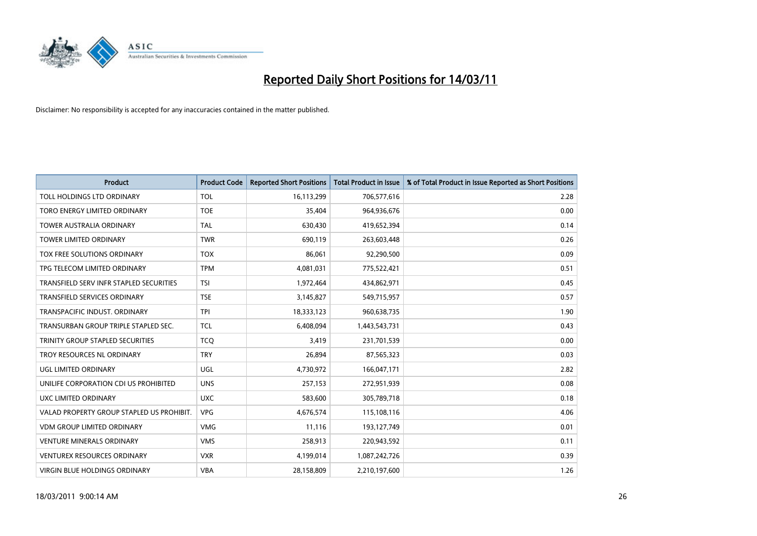# Reported Daily Short Positions for 14/03/11

Disclaimer: No responsibility is accepted for any inaccuracies contained in the matter published.

| Product | Product Code | Reported Short Positions | Total Product in Issue | % of Total Product in Issue Reported as Short Positions |
|---|---|---|---|---|
| TOLL HOLDINGS LTD ORDINARY | TOL | 16,113,299 | 706,577,616 | 2.28 |
| TORO ENERGY LIMITED ORDINARY | TOE | 35,404 | 964,936,676 | 0.00 |
| TOWER AUSTRALIA ORDINARY | TAL | 630,430 | 419,652,394 | 0.14 |
| TOWER LIMITED ORDINARY | TWR | 690,119 | 263,603,448 | 0.26 |
| TOX FREE SOLUTIONS ORDINARY | TOX | 86,061 | 92,290,500 | 0.09 |
| TPG TELECOM LIMITED ORDINARY | TPM | 4,081,031 | 775,522,421 | 0.51 |
| TRANSFIELD SERV INFR STAPLED SECURITIES | TSI | 1,972,464 | 434,862,971 | 0.45 |
| TRANSFIELD SERVICES ORDINARY | TSE | 3,145,827 | 549,715,957 | 0.57 |
| TRANSPACIFIC INDUST. ORDINARY | TPI | 18,333,123 | 960,638,735 | 1.90 |
| TRANSURBAN GROUP TRIPLE STAPLED SEC. | TCL | 6,408,094 | 1,443,543,731 | 0.43 |
| TRINITY GROUP STAPLED SECURITIES | TCQ | 3,419 | 231,701,539 | 0.00 |
| TROY RESOURCES NL ORDINARY | TRY | 26,894 | 87,565,323 | 0.03 |
| UGL LIMITED ORDINARY | UGL | 4,730,972 | 166,047,171 | 2.82 |
| UNILIFE CORPORATION CDI US PROHIBITED | UNS | 257,153 | 272,951,939 | 0.08 |
| UXC LIMITED ORDINARY | UXC | 583,600 | 305,789,718 | 0.18 |
| VALAD PROPERTY GROUP STAPLED US PROHIBIT. | VPG | 4,676,574 | 115,108,116 | 4.06 |
| VDM GROUP LIMITED ORDINARY | VMG | 11,116 | 193,127,749 | 0.01 |
| VENTURE MINERALS ORDINARY | VMS | 258,913 | 220,943,592 | 0.11 |
| VENTUREX RESOURCES ORDINARY | VXR | 4,199,014 | 1,087,242,726 | 0.39 |
| VIRGIN BLUE HOLDINGS ORDINARY | VBA | 28,158,809 | 2,210,197,600 | 1.26 |

18/03/2011 9:00:14 AM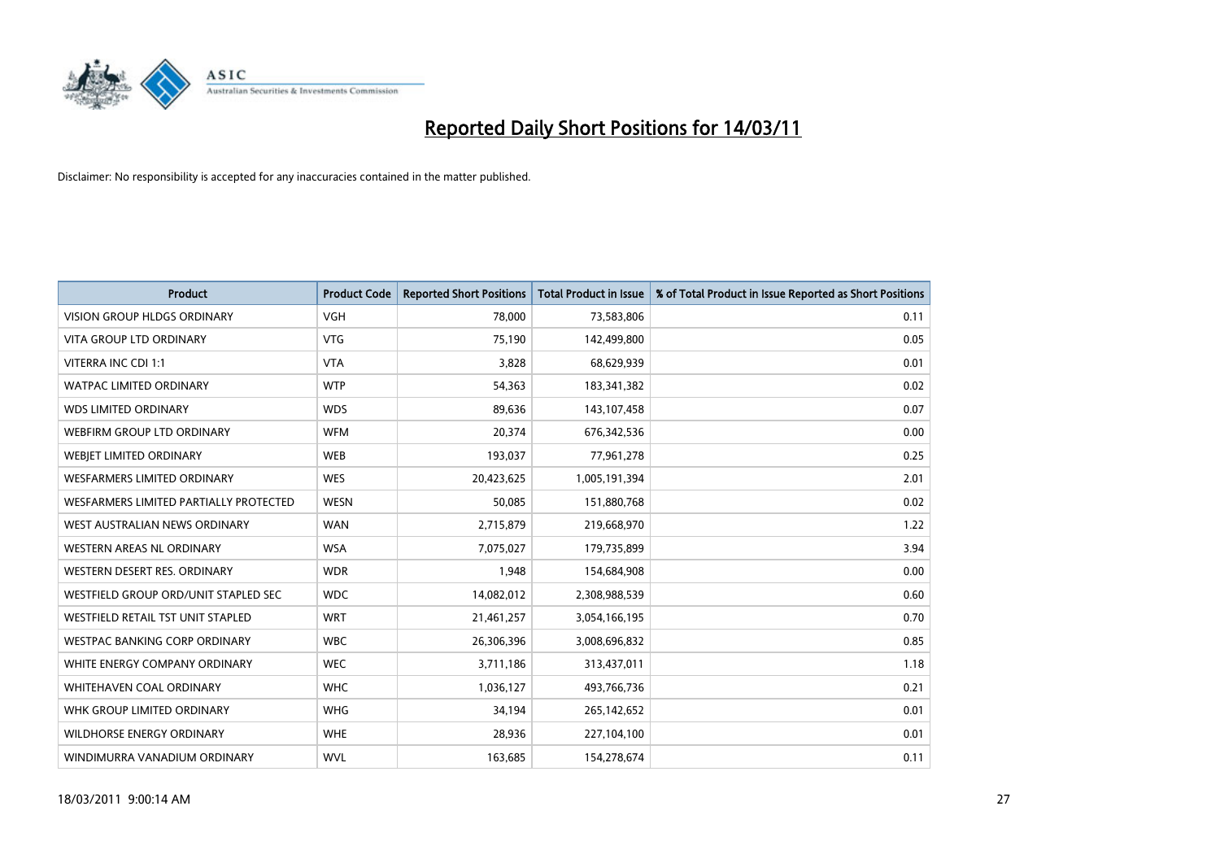# Reported Daily Short Positions for 14/03/11

Disclaimer: No responsibility is accepted for any inaccuracies contained in the matter published.

| Product | Product Code | Reported Short Positions | Total Product in Issue | % of Total Product in Issue Reported as Short Positions |
|---|---|---|---|---|
| VISION GROUP HLDGS ORDINARY | VGH | 78,000 | 73,583,806 | 0.11 |
| VITA GROUP LTD ORDINARY | VTG | 75,190 | 142,499,800 | 0.05 |
| VITERRA INC CDI 1:1 | VTA | 3,828 | 68,629,939 | 0.01 |
| WATPAC LIMITED ORDINARY | WTP | 54,363 | 183,341,382 | 0.02 |
| WDS LIMITED ORDINARY | WDS | 89,636 | 143,107,458 | 0.07 |
| WEBFIRM GROUP LTD ORDINARY | WFM | 20,374 | 676,342,536 | 0.00 |
| WEBJET LIMITED ORDINARY | WEB | 193,037 | 77,961,278 | 0.25 |
| WESFARMERS LIMITED ORDINARY | WES | 20,423,625 | 1,005,191,394 | 2.01 |
| WESFARMERS LIMITED PARTIALLY PROTECTED | WESN | 50,085 | 151,880,768 | 0.02 |
| WEST AUSTRALIAN NEWS ORDINARY | WAN | 2,715,879 | 219,668,970 | 1.22 |
| WESTERN AREAS NL ORDINARY | WSA | 7,075,027 | 179,735,899 | 3.94 |
| WESTERN DESERT RES. ORDINARY | WDR | 1,948 | 154,684,908 | 0.00 |
| WESTFIELD GROUP ORD/UNIT STAPLED SEC | WDC | 14,082,012 | 2,308,988,539 | 0.60 |
| WESTFIELD RETAIL TST UNIT STAPLED | WRT | 21,461,257 | 3,054,166,195 | 0.70 |
| WESTPAC BANKING CORP ORDINARY | WBC | 26,306,396 | 3,008,696,832 | 0.85 |
| WHITE ENERGY COMPANY ORDINARY | WEC | 3,711,186 | 313,437,011 | 1.18 |
| WHITEHAVEN COAL ORDINARY | WHC | 1,036,127 | 493,766,736 | 0.21 |
| WHK GROUP LIMITED ORDINARY | WHG | 34,194 | 265,142,652 | 0.01 |
| WILDHORSE ENERGY ORDINARY | WHE | 28,936 | 227,104,100 | 0.01 |
| WINDIMURRA VANADIUM ORDINARY | WVL | 163,685 | 154,278,674 | 0.11 |

18/03/2011 9:00:14 AM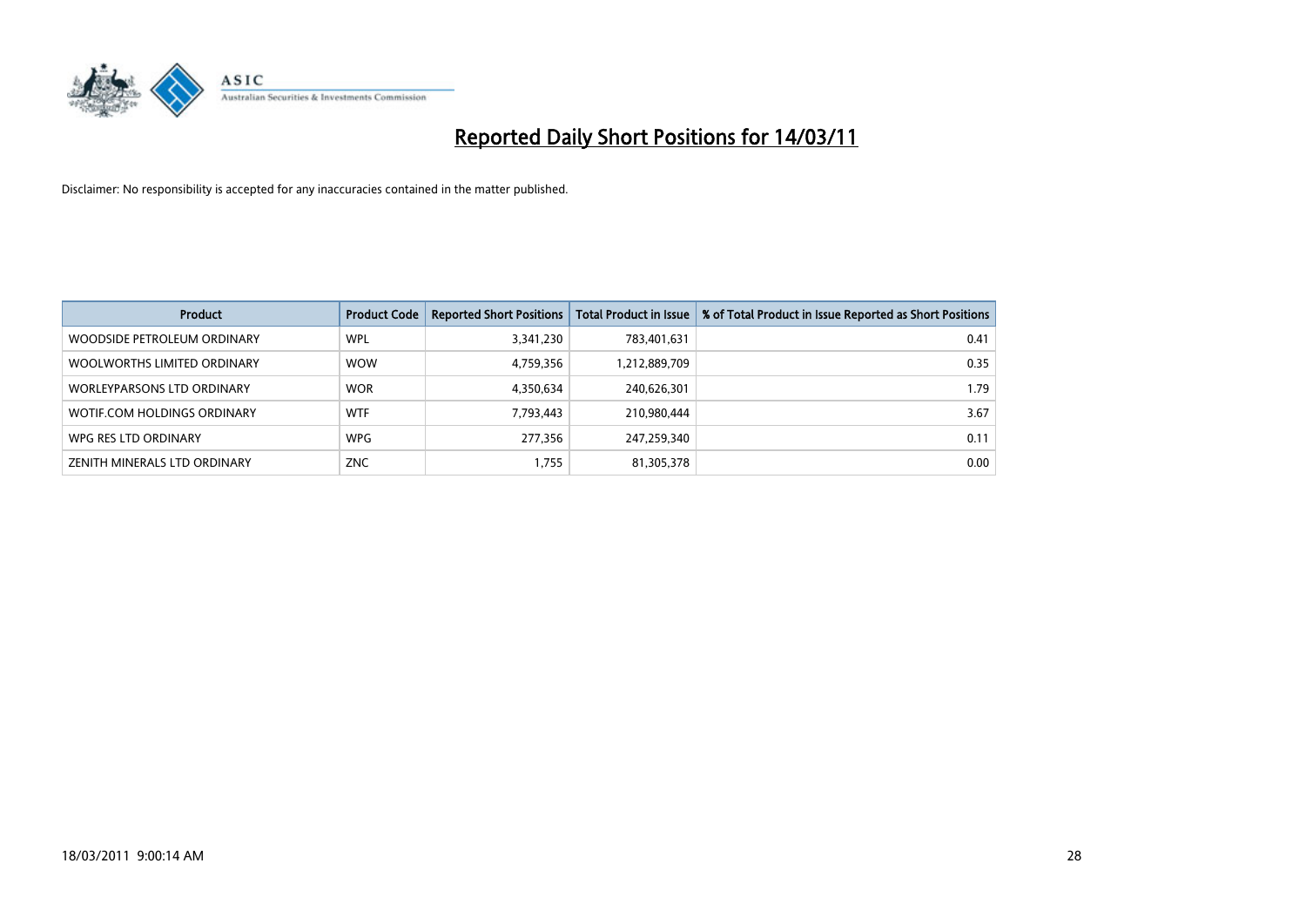# Reported Daily Short Positions for 14/03/11

Disclaimer: No responsibility is accepted for any inaccuracies contained in the matter published.

| Product | Product Code | Reported Short Positions | Total Product in Issue | % of Total Product in Issue Reported as Short Positions |
| --- | --- | --- | --- | --- |
| WOODSIDE PETROLEUM ORDINARY | WPL | 3,341,230 | 783,401,631 | 0.41 |
| WOOLWORTHS LIMITED ORDINARY | WOW | 4,759,356 | 1,212,889,709 | 0.35 |
| WORLEYPARSONS LTD ORDINARY | WOR | 4,350,634 | 240,626,301 | 1.79 |
| WOTIF.COM HOLDINGS ORDINARY | WTF | 7,793,443 | 210,980,444 | 3.67 |
| WPG RES LTD ORDINARY | WPG | 277,356 | 247,259,340 | 0.11 |
| ZENITH MINERALS LTD ORDINARY | ZNC | 1,755 | 81,305,378 | 0.00 |

18/03/2011 9:00:14 AM